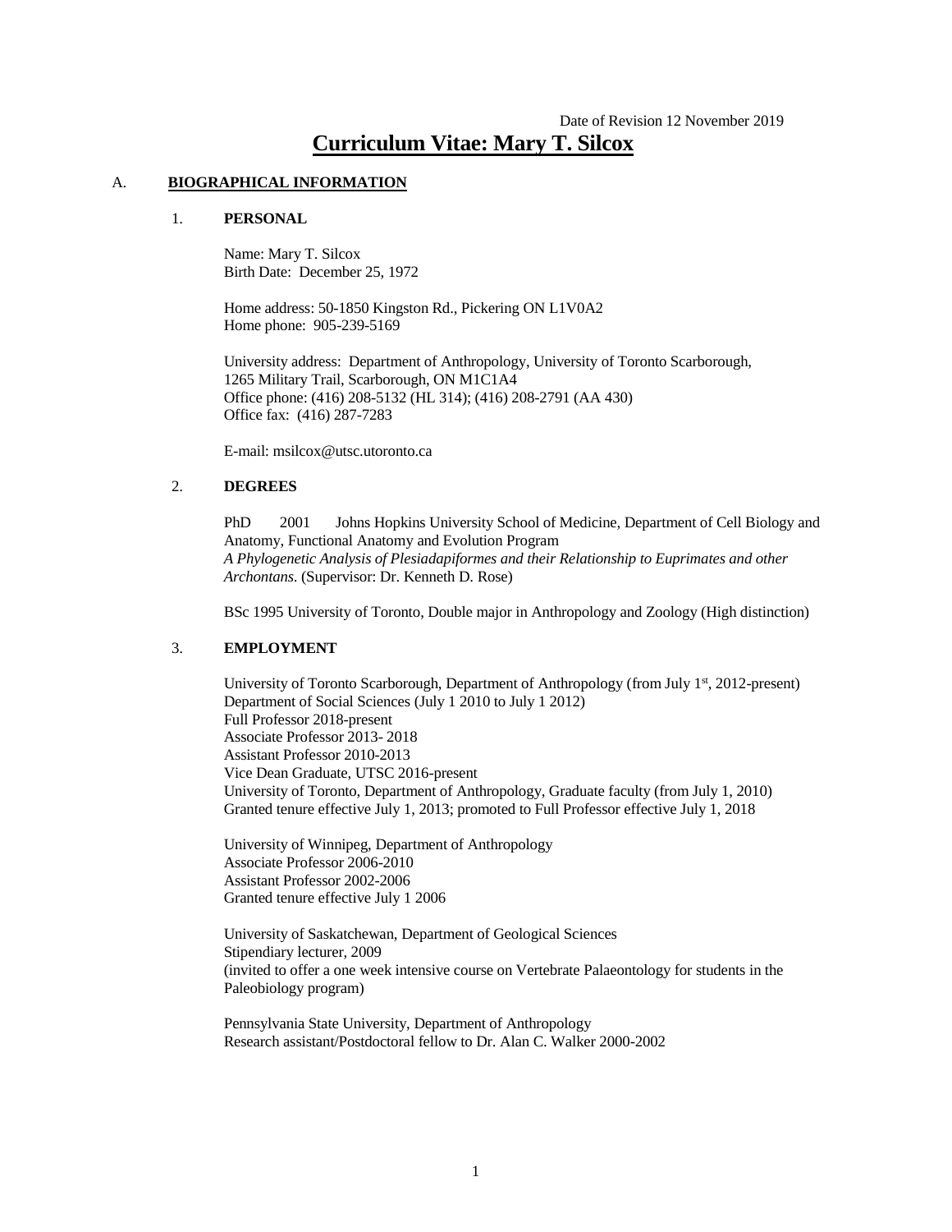Date of Revision 12 November 2019

# Curriculum Vitae: Mary T. Silcox

## A. BIOGRAPHICAL INFORMATION

### 1. PERSONAL

Name: Mary T. Silcox
Birth Date: December 25, 1972

Home address: 50-1850 Kingston Rd., Pickering ON L1V0A2
Home phone: 905-239-5169

University address: Department of Anthropology, University of Toronto Scarborough, 1265 Military Trail, Scarborough, ON M1C1A4
Office phone: (416) 208-5132 (HL 314); (416) 208-2791 (AA 430)
Office fax: (416) 287-7283

E-mail: msilcox@utsc.utoronto.ca

### 2. DEGREES

PhD 2001 Johns Hopkins University School of Medicine, Department of Cell Biology and Anatomy, Functional Anatomy and Evolution Program
*A Phylogenetic Analysis of Plesiadapiformes and their Relationship to Euprimates and other Archontans.* (Supervisor: Dr. Kenneth D. Rose)

BSc 1995 University of Toronto, Double major in Anthropology and Zoology (High distinction)

### 3. EMPLOYMENT

University of Toronto Scarborough, Department of Anthropology (from July 1st, 2012-present)
Department of Social Sciences (July 1 2010 to July 1 2012)
Full Professor 2018-present
Associate Professor 2013- 2018
Assistant Professor 2010-2013
Vice Dean Graduate, UTSC 2016-present
University of Toronto, Department of Anthropology, Graduate faculty (from July 1, 2010)
Granted tenure effective July 1, 2013; promoted to Full Professor effective July 1, 2018

University of Winnipeg, Department of Anthropology
Associate Professor 2006-2010
Assistant Professor 2002-2006
Granted tenure effective July 1 2006

University of Saskatchewan, Department of Geological Sciences
Stipendiary lecturer, 2009
(invited to offer a one week intensive course on Vertebrate Palaeontology for students in the Paleobiology program)

Pennsylvania State University, Department of Anthropology
Research assistant/Postdoctoral fellow to Dr. Alan C. Walker 2000-2002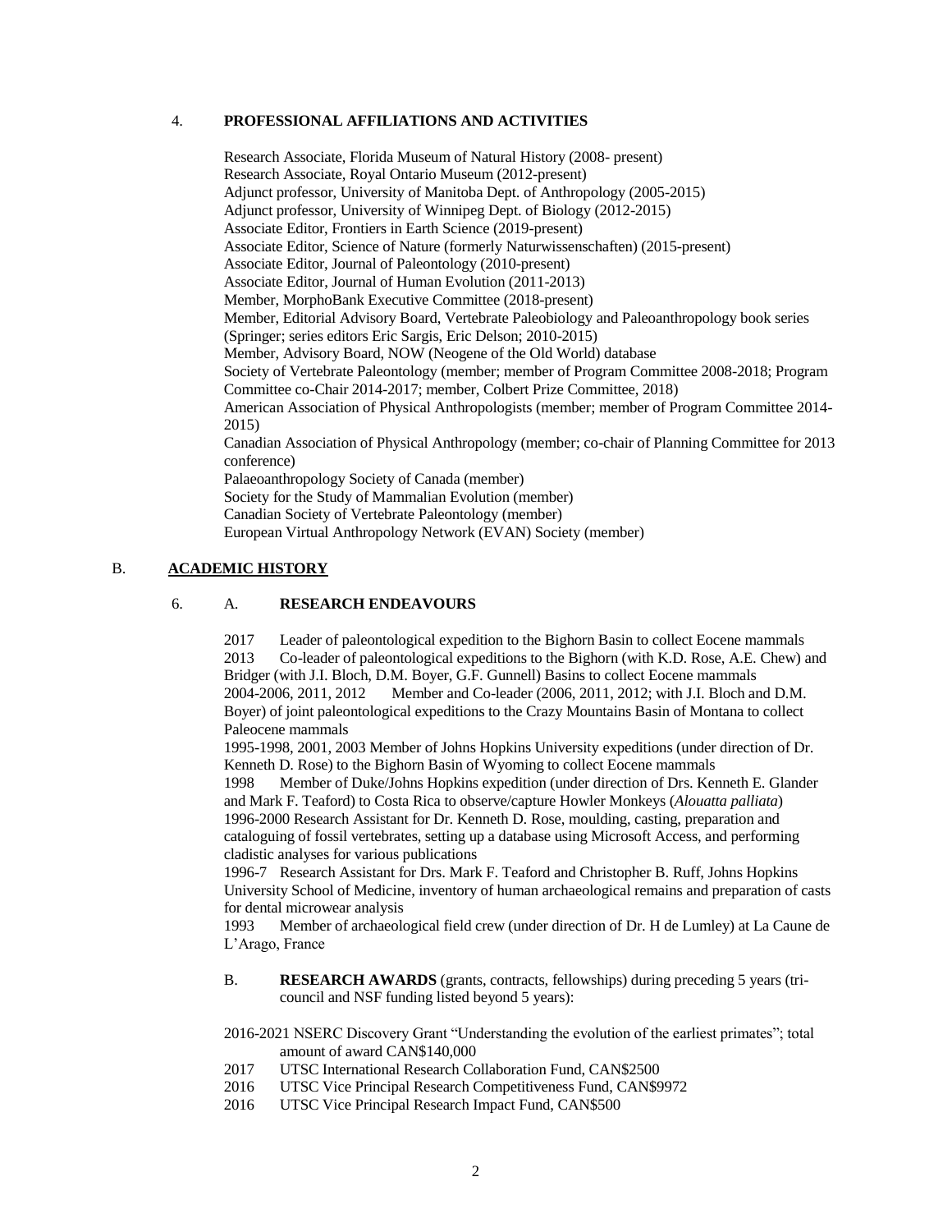## 4. PROFESSIONAL AFFILIATIONS AND ACTIVITIES

Research Associate, Florida Museum of Natural History (2008- present)
Research Associate, Royal Ontario Museum (2012-present)
Adjunct professor, University of Manitoba Dept. of Anthropology (2005-2015)
Adjunct professor, University of Winnipeg Dept. of Biology (2012-2015)
Associate Editor, Frontiers in Earth Science (2019-present)
Associate Editor, Science of Nature (formerly Naturwissenschaften) (2015-present)
Associate Editor, Journal of Paleontology (2010-present)
Associate Editor, Journal of Human Evolution (2011-2013)
Member, MorphoBank Executive Committee (2018-present)
Member, Editorial Advisory Board, Vertebrate Paleobiology and Paleoanthropology book series (Springer; series editors Eric Sargis, Eric Delson; 2010-2015)
Member, Advisory Board, NOW (Neogene of the Old World) database
Society of Vertebrate Paleontology (member; member of Program Committee 2008-2018; Program Committee co-Chair 2014-2017; member, Colbert Prize Committee, 2018)
American Association of Physical Anthropologists (member; member of Program Committee 2014-2015)
Canadian Association of Physical Anthropology (member; co-chair of Planning Committee for 2013 conference)
Palaeoanthropology Society of Canada (member)
Society for the Study of Mammalian Evolution (member)
Canadian Society of Vertebrate Paleontology (member)
European Virtual Anthropology Network (EVAN) Society (member)

## B. ACADEMIC HISTORY

### 6. A. RESEARCH ENDEAVOURS

2017 Leader of paleontological expedition to the Bighorn Basin to collect Eocene mammals
2013 Co-leader of paleontological expeditions to the Bighorn (with K.D. Rose, A.E. Chew) and Bridger (with J.I. Bloch, D.M. Boyer, G.F. Gunnell) Basins to collect Eocene mammals
2004-2006, 2011, 2012 Member and Co-leader (2006, 2011, 2012; with J.I. Bloch and D.M. Boyer) of joint paleontological expeditions to the Crazy Mountains Basin of Montana to collect Paleocene mammals
1995-1998, 2001, 2003 Member of Johns Hopkins University expeditions (under direction of Dr. Kenneth D. Rose) to the Bighorn Basin of Wyoming to collect Eocene mammals
1998 Member of Duke/Johns Hopkins expedition (under direction of Drs. Kenneth E. Glander and Mark F. Teaford) to Costa Rica to observe/capture Howler Monkeys (*Alouatta palliata*)
1996-2000 Research Assistant for Dr. Kenneth D. Rose, moulding, casting, preparation and cataloguing of fossil vertebrates, setting up a database using Microsoft Access, and performing cladistic analyses for various publications
1996-7 Research Assistant for Drs. Mark F. Teaford and Christopher B. Ruff, Johns Hopkins University School of Medicine, inventory of human archaeological remains and preparation of casts for dental microwear analysis
1993 Member of archaeological field crew (under direction of Dr. H de Lumley) at La Caune de L'Arago, France

### B. RESEARCH AWARDS (grants, contracts, fellowships) during preceding 5 years (tri-council and NSF funding listed beyond 5 years):

2016-2021 NSERC Discovery Grant "Understanding the evolution of the earliest primates"; total amount of award CAN$140,000
2017 UTSC International Research Collaboration Fund, CAN$2500
2016 UTSC Vice Principal Research Competitiveness Fund, CAN$9972
2016 UTSC Vice Principal Research Impact Fund, CAN$500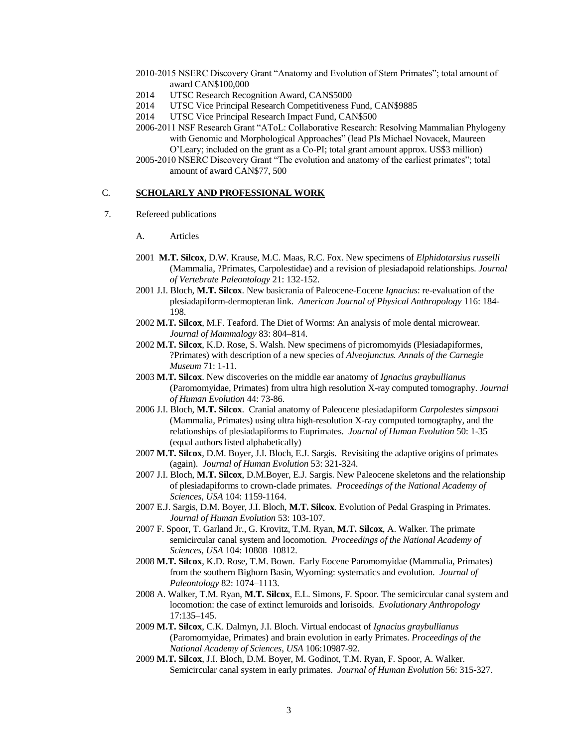2010-2015 NSERC Discovery Grant "Anatomy and Evolution of Stem Primates"; total amount of award CAN$100,000

2014 UTSC Research Recognition Award, CAN$5000

2014 UTSC Vice Principal Research Competitiveness Fund, CAN$9885

2014 UTSC Vice Principal Research Impact Fund, CAN$500

2006-2011 NSF Research Grant "AToL: Collaborative Research: Resolving Mammalian Phylogeny with Genomic and Morphological Approaches" (lead PIs Michael Novacek, Maureen O'Leary; included on the grant as a Co-PI; total grant amount approx. US$3 million)

2005-2010 NSERC Discovery Grant "The evolution and anatomy of the earliest primates"; total amount of award CAN$77, 500

## C. SCHOLARLY AND PROFESSIONAL WORK

7. Refereed publications

A. Articles

2001 **M.T. Silcox**, D.W. Krause, M.C. Maas, R.C. Fox. New specimens of *Elphidotarsius russelli* (Mammalia, ?Primates, Carpolestidae) and a revision of plesiadapoid relationships. *Journal of Vertebrate Paleontology* 21: 132-152.

2001 J.I. Bloch, **M.T. Silcox**. New basicrania of Paleocene-Eocene *Ignacius*: re-evaluation of the plesiadapiform-dermopteran link. *American Journal of Physical Anthropology* 116: 184-198.

2002 **M.T. Silcox**, M.F. Teaford. The Diet of Worms: An analysis of mole dental microwear. *Journal of Mammalogy* 83: 804–814.

2002 **M.T. Silcox**, K.D. Rose, S. Walsh. New specimens of picromomyids (Plesiadapiformes, ?Primates) with description of a new species of *Alveojunctus. Annals of the Carnegie Museum* 71: 1-11.

2003 **M.T. Silcox**. New discoveries on the middle ear anatomy of *Ignacius graybullianus* (Paromomyidae, Primates) from ultra high resolution X-ray computed tomography. *Journal of Human Evolution* 44: 73-86.

2006 J.I. Bloch, **M.T. Silcox**. Cranial anatomy of Paleocene plesiadapiform *Carpolestes simpsoni* (Mammalia, Primates) using ultra high-resolution X-ray computed tomography, and the relationships of plesiadapiforms to Euprimates. *Journal of Human Evolution* 50: 1-35 (equal authors listed alphabetically)

2007 **M.T. Silcox**, D.M. Boyer, J.I. Bloch, E.J. Sargis. Revisiting the adaptive origins of primates (again). *Journal of Human Evolution* 53: 321-324.

2007 J.I. Bloch, **M.T. Silcox**, D.M.Boyer, E.J. Sargis. New Paleocene skeletons and the relationship of plesiadapiforms to crown-clade primates. *Proceedings of the National Academy of Sciences, USA* 104: 1159-1164.

2007 E.J. Sargis, D.M. Boyer, J.I. Bloch, **M.T. Silcox**. Evolution of Pedal Grasping in Primates. *Journal of Human Evolution* 53: 103-107.

2007 F. Spoor, T. Garland Jr., G. Krovitz, T.M. Ryan, **M.T. Silcox**, A. Walker. The primate semicircular canal system and locomotion. *Proceedings of the National Academy of Sciences, USA* 104: 10808–10812.

2008 **M.T. Silcox**, K.D. Rose, T.M. Bown. Early Eocene Paromomyidae (Mammalia, Primates) from the southern Bighorn Basin, Wyoming: systematics and evolution. *Journal of Paleontology* 82: 1074–1113.

2008 A. Walker, T.M. Ryan, **M.T. Silcox**, E.L. Simons, F. Spoor. The semicircular canal system and locomotion: the case of extinct lemuroids and lorisoids. *Evolutionary Anthropology* 17:135–145.

2009 **M.T. Silcox**, C.K. Dalmyn, J.I. Bloch. Virtual endocast of *Ignacius graybullianus* (Paromomyidae, Primates) and brain evolution in early Primates. *Proceedings of the National Academy of Sciences, USA* 106:10987-92.

2009 **M.T. Silcox**, J.I. Bloch, D.M. Boyer, M. Godinot, T.M. Ryan, F. Spoor, A. Walker. Semicircular canal system in early primates. *Journal of Human Evolution* 56: 315-327.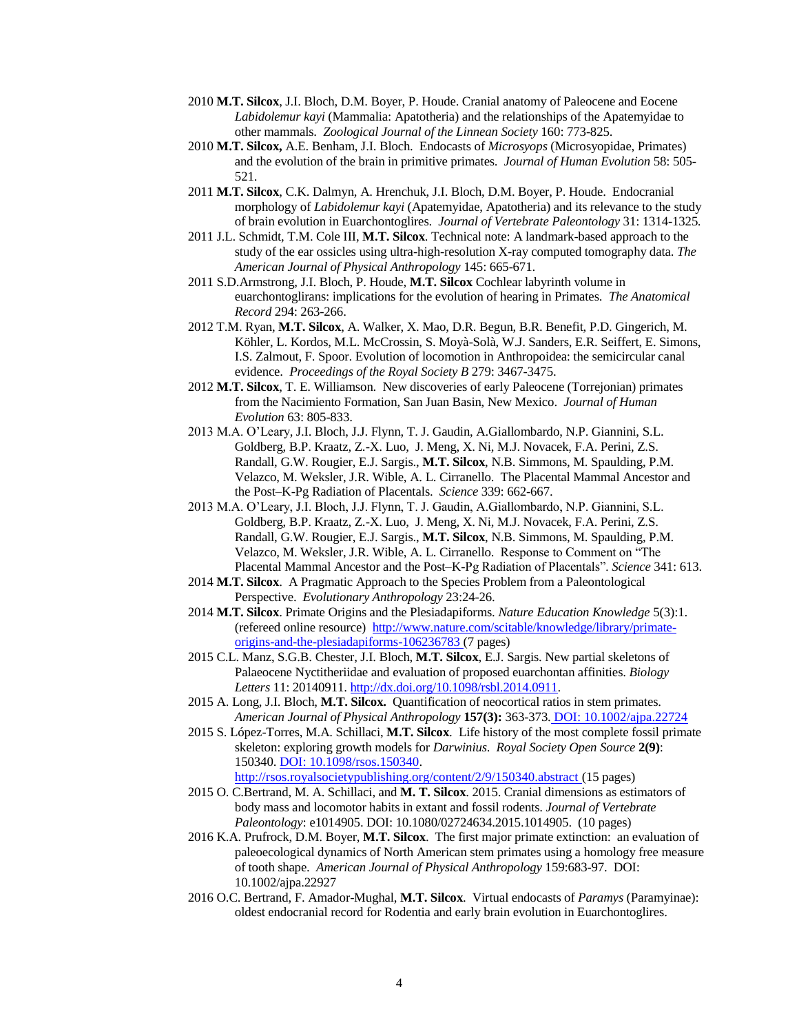2010 **M.T. Silcox**, J.I. Bloch, D.M. Boyer, P. Houde. Cranial anatomy of Paleocene and Eocene *Labidolemur kayi* (Mammalia: Apatotheria) and the relationships of the Apatemyidae to other mammals. *Zoological Journal of the Linnean Society* 160: 773-825.

2010 **M.T. Silcox,** A.E. Benham, J.I. Bloch. Endocasts of *Microsyops* (Microsyopidae, Primates) and the evolution of the brain in primitive primates. *Journal of Human Evolution* 58: 505-521.

2011 **M.T. Silcox**, C.K. Dalmyn, A. Hrenchuk, J.I. Bloch, D.M. Boyer, P. Houde. Endocranial morphology of *Labidolemur kayi* (Apatemyidae, Apatotheria) and its relevance to the study of brain evolution in Euarchontoglires. *Journal of Vertebrate Paleontology* 31: 1314-1325.

2011 J.L. Schmidt, T.M. Cole III, **M.T. Silcox**. Technical note: A landmark-based approach to the study of the ear ossicles using ultra-high-resolution X-ray computed tomography data. *The American Journal of Physical Anthropology* 145: 665-671.

2011 S.D.Armstrong, J.I. Bloch, P. Houde, **M.T. Silcox** Cochlear labyrinth volume in euarchontoglirans: implications for the evolution of hearing in Primates. *The Anatomical Record* 294: 263-266.

2012 T.M. Ryan, **M.T. Silcox**, A. Walker, X. Mao, D.R. Begun, B.R. Benefit, P.D. Gingerich, M. Köhler, L. Kordos, M.L. McCrossin, S. Moyà-Solà, W.J. Sanders, E.R. Seiffert, E. Simons, I.S. Zalmout, F. Spoor. Evolution of locomotion in Anthropoidea: the semicircular canal evidence. *Proceedings of the Royal Society B* 279: 3467-3475.

2012 **M.T. Silcox**, T. E. Williamson. New discoveries of early Paleocene (Torrejonian) primates from the Nacimiento Formation, San Juan Basin, New Mexico. *Journal of Human Evolution* 63: 805-833.

2013 M.A. O'Leary, J.I. Bloch, J.J. Flynn, T. J. Gaudin, A.Giallombardo, N.P. Giannini, S.L. Goldberg, B.P. Kraatz, Z.-X. Luo, J. Meng, X. Ni, M.J. Novacek, F.A. Perini, Z.S. Randall, G.W. Rougier, E.J. Sargis., **M.T. Silcox**, N.B. Simmons, M. Spaulding, P.M. Velazco, M. Weksler, J.R. Wible, A. L. Cirranello. The Placental Mammal Ancestor and the Post–K-Pg Radiation of Placentals. *Science* 339: 662-667.

2013 M.A. O'Leary, J.I. Bloch, J.J. Flynn, T. J. Gaudin, A.Giallombardo, N.P. Giannini, S.L. Goldberg, B.P. Kraatz, Z.-X. Luo, J. Meng, X. Ni, M.J. Novacek, F.A. Perini, Z.S. Randall, G.W. Rougier, E.J. Sargis., **M.T. Silcox**, N.B. Simmons, M. Spaulding, P.M. Velazco, M. Weksler, J.R. Wible, A. L. Cirranello. Response to Comment on "The Placental Mammal Ancestor and the Post–K-Pg Radiation of Placentals". *Science* 341: 613.

2014 **M.T. Silcox**. A Pragmatic Approach to the Species Problem from a Paleontological Perspective. *Evolutionary Anthropology* 23:24-26.

2014 **M.T. Silcox**. Primate Origins and the Plesiadapiforms. *Nature Education Knowledge* 5(3):1. (refereed online resource) http://www.nature.com/scitable/knowledge/library/primate-origins-and-the-plesiadapiforms-106236783 (7 pages)

2015 C.L. Manz, S.G.B. Chester, J.I. Bloch, **M.T. Silcox**, E.J. Sargis. New partial skeletons of Palaeocene Nyctitheriidae and evaluation of proposed euarchontan affinities. *Biology Letters* 11: 20140911. http://dx.doi.org/10.1098/rsbl.2014.0911.

2015 A. Long, J.I. Bloch, **M.T. Silcox.** Quantification of neocortical ratios in stem primates. *American Journal of Physical Anthropology* **157(3):** 363-373. DOI: 10.1002/ajpa.22724

2015 S. López-Torres, M.A. Schillaci, **M.T. Silcox**. Life history of the most complete fossil primate skeleton: exploring growth models for *Darwinius*. *Royal Society Open Source* **2(9)**: 150340. DOI: 10.1098/rsos.150340. http://rsos.royalsocietypublishing.org/content/2/9/150340.abstract (15 pages)

2015 O. C.Bertrand, M. A. Schillaci, and **M. T. Silcox**. 2015. Cranial dimensions as estimators of body mass and locomotor habits in extant and fossil rodents. *Journal of Vertebrate Paleontology*: e1014905. DOI: 10.1080/02724634.2015.1014905. (10 pages)

2016 K.A. Prufrock, D.M. Boyer, **M.T. Silcox**. The first major primate extinction: an evaluation of paleoecological dynamics of North American stem primates using a homology free measure of tooth shape. *American Journal of Physical Anthropology* 159:683-97. DOI: 10.1002/ajpa.22927

2016 O.C. Bertrand, F. Amador-Mughal, **M.T. Silcox**. Virtual endocasts of *Paramys* (Paramyinae): oldest endocranial record for Rodentia and early brain evolution in Euarchontoglires.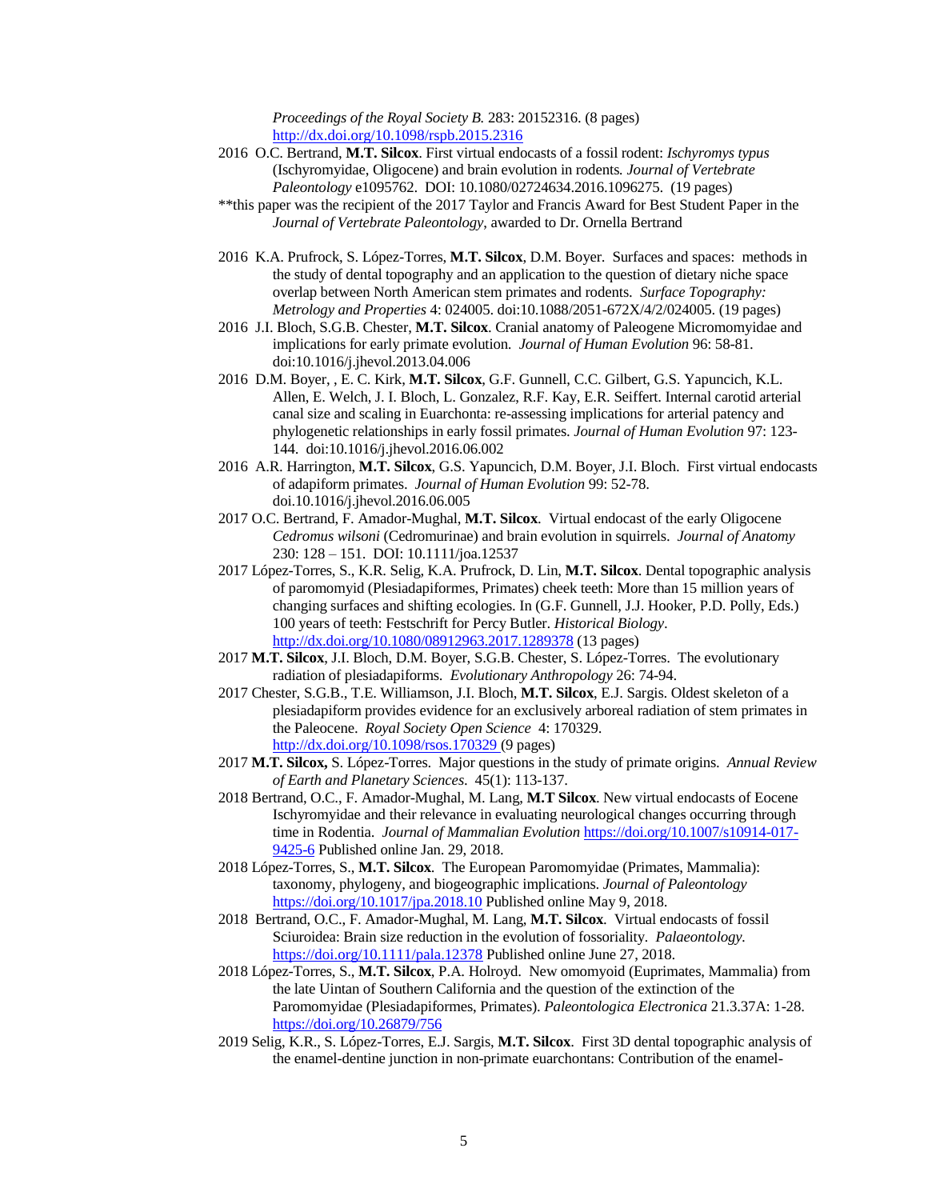*Proceedings of the Royal Society B.* 283: 20152316. (8 pages) http://dx.doi.org/10.1098/rspb.2015.2316

2016 O.C. Bertrand, **M.T. Silcox**. First virtual endocasts of a fossil rodent: *Ischyromys typus* (Ischyromyidae, Oligocene) and brain evolution in rodents*. Journal of Vertebrate Paleontology* e1095762. DOI: 10.1080/02724634.2016.1096275. (19 pages)

**this paper was the recipient of the 2017 Taylor and Francis Award for Best Student Paper in the *Journal of Vertebrate Paleontology*, awarded to Dr. Ornella Bertrand

2016 K.A. Prufrock, S. López-Torres, **M.T. Silcox**, D.M. Boyer. Surfaces and spaces: methods in the study of dental topography and an application to the question of dietary niche space overlap between North American stem primates and rodents. *Surface Topography: Metrology and Properties* 4: 024005. doi:10.1088/2051-672X/4/2/024005. (19 pages)

2016 J.I. Bloch, S.G.B. Chester, **M.T. Silcox**. Cranial anatomy of Paleogene Micromomyidae and implications for early primate evolution. *Journal of Human Evolution* 96: 58-81. doi:10.1016/j.jhevol.2013.04.006

2016 D.M. Boyer, , E. C. Kirk, **M.T. Silcox**, G.F. Gunnell, C.C. Gilbert, G.S. Yapuncich, K.L. Allen, E. Welch, J. I. Bloch, L. Gonzalez, R.F. Kay, E.R. Seiffert. Internal carotid arterial canal size and scaling in Euarchonta: re-assessing implications for arterial patency and phylogenetic relationships in early fossil primates. *Journal of Human Evolution* 97: 123-144. doi:10.1016/j.jhevol.2016.06.002

2016 A.R. Harrington, **M.T. Silcox**, G.S. Yapuncich, D.M. Boyer, J.I. Bloch. First virtual endocasts of adapiform primates. *Journal of Human Evolution* 99: 52-78. doi.10.1016/j.jhevol.2016.06.005

2017 O.C. Bertrand, F. Amador-Mughal, **M.T. Silcox**. Virtual endocast of the early Oligocene *Cedromus wilsoni* (Cedromurinae) and brain evolution in squirrels. *Journal of Anatomy* 230: 128 – 151. DOI: 10.1111/joa.12537

2017 López-Torres, S., K.R. Selig, K.A. Prufrock, D. Lin, **M.T. Silcox**. Dental topographic analysis of paromomyid (Plesiadapiformes, Primates) cheek teeth: More than 15 million years of changing surfaces and shifting ecologies. In (G.F. Gunnell, J.J. Hooker, P.D. Polly, Eds.) 100 years of teeth: Festschrift for Percy Butler. *Historical Biology*. http://dx.doi.org/10.1080/08912963.2017.1289378 (13 pages)

2017 **M.T. Silcox**, J.I. Bloch, D.M. Boyer, S.G.B. Chester, S. López-Torres. The evolutionary radiation of plesiadapiforms. *Evolutionary Anthropology* 26: 74-94.

2017 Chester, S.G.B., T.E. Williamson, J.I. Bloch, **M.T. Silcox**, E.J. Sargis. Oldest skeleton of a plesiadapiform provides evidence for an exclusively arboreal radiation of stem primates in the Paleocene. *Royal Society Open Science* 4: 170329. http://dx.doi.org/10.1098/rsos.170329 (9 pages)

2017 **M.T. Silcox,** S. López-Torres. Major questions in the study of primate origins. *Annual Review of Earth and Planetary Sciences*. 45(1): 113-137.

2018 Bertrand, O.C., F. Amador-Mughal, M. Lang, **M.T Silcox**. New virtual endocasts of Eocene Ischyromyidae and their relevance in evaluating neurological changes occurring through time in Rodentia. *Journal of Mammalian Evolution* https://doi.org/10.1007/s10914-017-9425-6 Published online Jan. 29, 2018.

2018 López-Torres, S., **M.T. Silcox**. The European Paromomyidae (Primates, Mammalia): taxonomy, phylogeny, and biogeographic implications. *Journal of Paleontology* https://doi.org/10.1017/jpa.2018.10 Published online May 9, 2018.

2018 Bertrand, O.C., F. Amador-Mughal, M. Lang, **M.T. Silcox**. Virtual endocasts of fossil Sciuroidea: Brain size reduction in the evolution of fossoriality. *Palaeontology.* https://doi.org/10.1111/pala.12378 Published online June 27, 2018.

2018 López-Torres, S., **M.T. Silcox**, P.A. Holroyd. New omomyoid (Euprimates, Mammalia) from the late Uintan of Southern California and the question of the extinction of the Paromomyidae (Plesiadapiformes, Primates). *Paleontologica Electronica* 21.3.37A: 1-28. https://doi.org/10.26879/756

2019 Selig, K.R., S. López-Torres, E.J. Sargis, **M.T. Silcox**. First 3D dental topographic analysis of the enamel-dentine junction in non-primate euarchontans: Contribution of the enamel-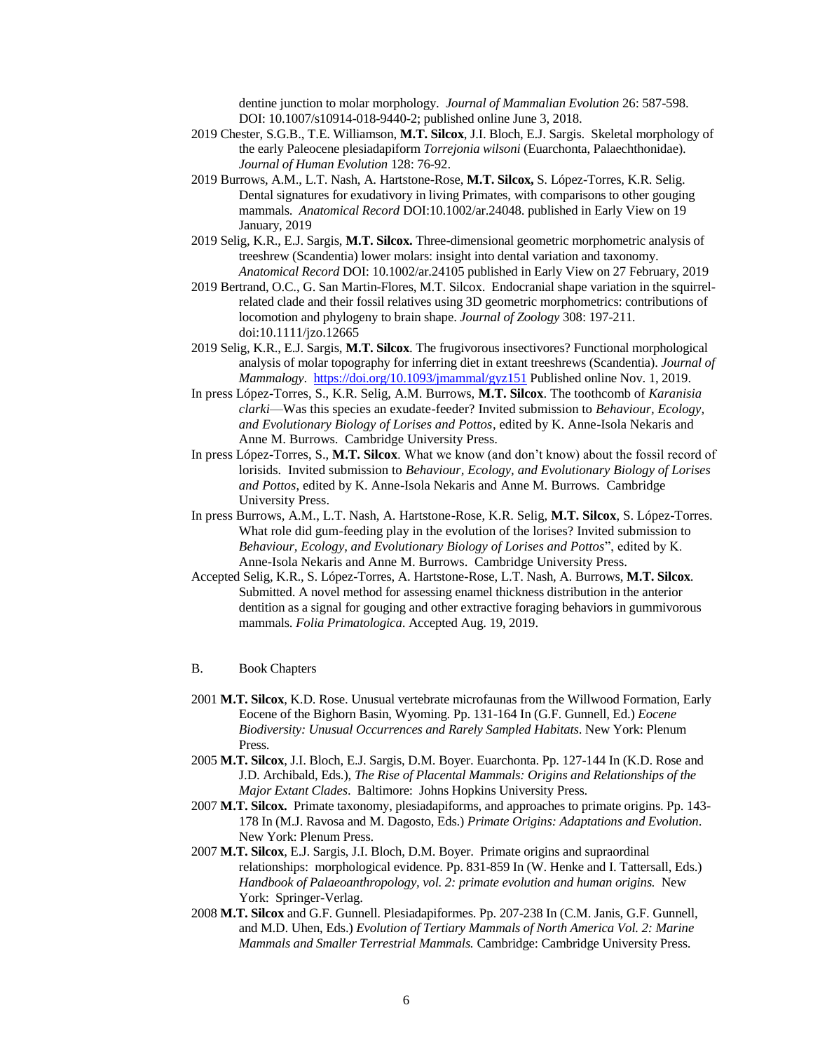dentine junction to molar morphology. *Journal of Mammalian Evolution* 26: 587-598. DOI: 10.1007/s10914-018-9440-2; published online June 3, 2018.

2019 Chester, S.G.B., T.E. Williamson, **M.T. Silcox**, J.I. Bloch, E.J. Sargis. Skeletal morphology of the early Paleocene plesiadapiform *Torrejonia wilsoni* (Euarchonta, Palaechthonidae). *Journal of Human Evolution* 128: 76-92.

2019 Burrows, A.M., L.T. Nash, A. Hartstone-Rose, **M.T. Silcox,** S. López-Torres, K.R. Selig. Dental signatures for exudativory in living Primates, with comparisons to other gouging mammals. *Anatomical Record* DOI:10.1002/ar.24048. published in Early View on 19 January, 2019

2019 Selig, K.R., E.J. Sargis, **M.T. Silcox.** Three-dimensional geometric morphometric analysis of treeshrew (Scandentia) lower molars: insight into dental variation and taxonomy. *Anatomical Record* DOI: 10.1002/ar.24105 published in Early View on 27 February, 2019

2019 Bertrand, O.C., G. San Martin-Flores, M.T. Silcox. Endocranial shape variation in the squirrel-related clade and their fossil relatives using 3D geometric morphometrics: contributions of locomotion and phylogeny to brain shape. *Journal of Zoology* 308: 197-211. doi:10.1111/jzo.12665

2019 Selig, K.R., E.J. Sargis, **M.T. Silcox**. The frugivorous insectivores? Functional morphological analysis of molar topography for inferring diet in extant treeshrews (Scandentia). *Journal of Mammalogy*. https://doi.org/10.1093/jmammal/gyz151 Published online Nov. 1, 2019.

In press López-Torres, S., K.R. Selig, A.M. Burrows, **M.T. Silcox**. The toothcomb of *Karanisia clarki*—Was this species an exudate-feeder? Invited submission to *Behaviour, Ecology, and Evolutionary Biology of Lorises and Pottos*, edited by K. Anne-Isola Nekaris and Anne M. Burrows. Cambridge University Press.

In press López-Torres, S., **M.T. Silcox**. What we know (and don't know) about the fossil record of lorisids. Invited submission to *Behaviour, Ecology, and Evolutionary Biology of Lorises and Pottos*, edited by K. Anne-Isola Nekaris and Anne M. Burrows. Cambridge University Press.

In press Burrows, A.M., L.T. Nash, A. Hartstone-Rose, K.R. Selig, **M.T. Silcox**, S. López-Torres. What role did gum-feeding play in the evolution of the lorises? Invited submission to *Behaviour, Ecology, and Evolutionary Biology of Lorises and Pottos*", edited by K. Anne-Isola Nekaris and Anne M. Burrows. Cambridge University Press.

Accepted Selig, K.R., S. López-Torres, A. Hartstone-Rose, L.T. Nash, A. Burrows, **M.T. Silcox**. Submitted. A novel method for assessing enamel thickness distribution in the anterior dentition as a signal for gouging and other extractive foraging behaviors in gummivorous mammals. *Folia Primatologica.* Accepted Aug. 19, 2019.

B. Book Chapters

2001 **M.T. Silcox**, K.D. Rose. Unusual vertebrate microfaunas from the Willwood Formation, Early Eocene of the Bighorn Basin, Wyoming. Pp. 131-164 In (G.F. Gunnell, Ed.) *Eocene Biodiversity: Unusual Occurrences and Rarely Sampled Habitats*. New York: Plenum Press.

2005 **M.T. Silcox**, J.I. Bloch, E.J. Sargis, D.M. Boyer. Euarchonta. Pp. 127-144 In (K.D. Rose and J.D. Archibald, Eds.), *The Rise of Placental Mammals: Origins and Relationships of the Major Extant Clades*. Baltimore: Johns Hopkins University Press.

2007 **M.T. Silcox.** Primate taxonomy, plesiadapiforms, and approaches to primate origins. Pp. 143-178 In (M.J. Ravosa and M. Dagosto, Eds.) *Primate Origins: Adaptations and Evolution*. New York: Plenum Press.

2007 **M.T. Silcox**, E.J. Sargis, J.I. Bloch, D.M. Boyer. Primate origins and supraordinal relationships: morphological evidence. Pp. 831-859 In (W. Henke and I. Tattersall, Eds.) *Handbook of Palaeoanthropology, vol. 2: primate evolution and human origins.* New York: Springer-Verlag.

2008 **M.T. Silcox** and G.F. Gunnell. Plesiadapiformes. Pp. 207-238 In (C.M. Janis, G.F. Gunnell, and M.D. Uhen, Eds.) *Evolution of Tertiary Mammals of North America Vol. 2: Marine Mammals and Smaller Terrestrial Mammals.* Cambridge: Cambridge University Press.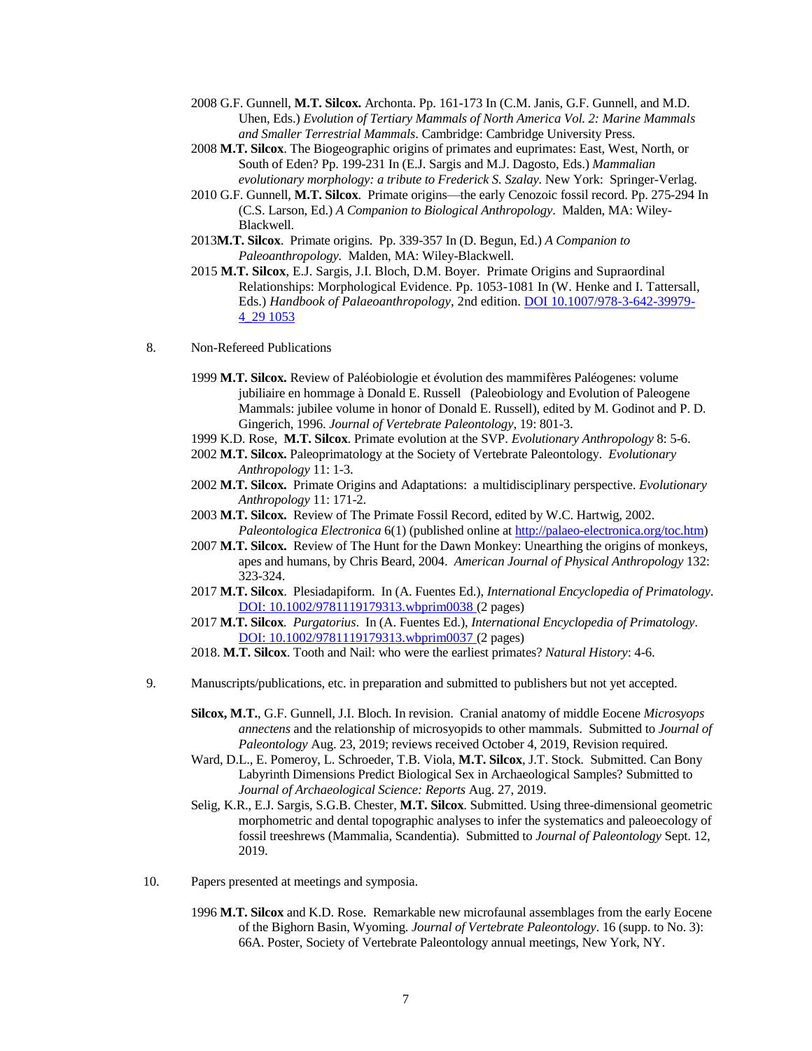2008 G.F. Gunnell, **M.T. Silcox.** Archonta. Pp. 161-173 In (C.M. Janis, G.F. Gunnell, and M.D. Uhen, Eds.) *Evolution of Tertiary Mammals of North America Vol. 2: Marine Mammals and Smaller Terrestrial Mammals*. Cambridge: Cambridge University Press.

2008 **M.T. Silcox**. The Biogeographic origins of primates and euprimates: East, West, North, or South of Eden? Pp. 199-231 In (E.J. Sargis and M.J. Dagosto, Eds.) *Mammalian evolutionary morphology: a tribute to Frederick S. Szalay*. New York: Springer-Verlag.

2010 G.F. Gunnell, **M.T. Silcox**. Primate origins—the early Cenozoic fossil record. Pp. 275-294 In (C.S. Larson, Ed.) *A Companion to Biological Anthropology*. Malden, MA: Wiley-Blackwell.

2013**M.T. Silcox**. Primate origins. Pp. 339-357 In (D. Begun, Ed.) *A Companion to Paleoanthropology*. Malden, MA: Wiley-Blackwell.

2015 **M.T. Silcox**, E.J. Sargis, J.I. Bloch, D.M. Boyer. Primate Origins and Supraordinal Relationships: Morphological Evidence. Pp. 1053-1081 In (W. Henke and I. Tattersall, Eds.) *Handbook of Palaeoanthropology*, 2nd edition. DOI 10.1007/978-3-642-39979-4_29 1053

8. Non-Refereed Publications

1999 **M.T. Silcox.** Review of Paléobiologie et évolution des mammifères Paléogenes: volume jubiliaire en hommage à Donald E. Russell (Paleobiology and Evolution of Paleogene Mammals: jubilee volume in honor of Donald E. Russell), edited by M. Godinot and P. D. Gingerich, 1996. *Journal of Vertebrate Paleontology*, 19: 801-3.

1999 K.D. Rose, **M.T. Silcox**. Primate evolution at the SVP. *Evolutionary Anthropology* 8: 5-6.

2002 **M.T. Silcox.** Paleoprimatology at the Society of Vertebrate Paleontology. *Evolutionary Anthropology* 11: 1-3.

2002 **M.T. Silcox.** Primate Origins and Adaptations: a multidisciplinary perspective. *Evolutionary Anthropology* 11: 171-2.

2003 **M.T. Silcox.** Review of The Primate Fossil Record, edited by W.C. Hartwig, 2002. *Paleontologica Electronica* 6(1) (published online at http://palaeo-electronica.org/toc.htm)

2007 **M.T. Silcox.** Review of The Hunt for the Dawn Monkey: Unearthing the origins of monkeys, apes and humans, by Chris Beard, 2004. *American Journal of Physical Anthropology* 132: 323-324.

2017 **M.T. Silcox**. Plesiadapiform. In (A. Fuentes Ed.), *International Encyclopedia of Primatology*. DOI: 10.1002/9781119179313.wbprim0038 (2 pages)

2017 **M.T. Silcox**. *Purgatorius*. In (A. Fuentes Ed.), *International Encyclopedia of Primatology*. DOI: 10.1002/9781119179313.wbprim0037 (2 pages)

2018. **M.T. Silcox**. Tooth and Nail: who were the earliest primates? *Natural History*: 4-6.

9. Manuscripts/publications, etc. in preparation and submitted to publishers but not yet accepted.

**Silcox, M.T.**, G.F. Gunnell, J.I. Bloch. In revision. Cranial anatomy of middle Eocene *Microsyops annectens* and the relationship of microsyopids to other mammals. Submitted to *Journal of Paleontology* Aug. 23, 2019; reviews received October 4, 2019, Revision required.

Ward, D.L., E. Pomeroy, L. Schroeder, T.B. Viola, **M.T. Silcox**, J.T. Stock. Submitted. Can Bony Labyrinth Dimensions Predict Biological Sex in Archaeological Samples? Submitted to *Journal of Archaeological Science: Reports* Aug. 27, 2019.

Selig, K.R., E.J. Sargis, S.G.B. Chester, **M.T. Silcox**. Submitted. Using three-dimensional geometric morphometric and dental topographic analyses to infer the systematics and paleoecology of fossil treeshrews (Mammalia, Scandentia). Submitted to *Journal of Paleontology* Sept. 12, 2019.

10. Papers presented at meetings and symposia.

1996 **M.T. Silcox** and K.D. Rose. Remarkable new microfaunal assemblages from the early Eocene of the Bighorn Basin, Wyoming. *Journal of Vertebrate Paleontology*. 16 (supp. to No. 3): 66A. Poster, Society of Vertebrate Paleontology annual meetings, New York, NY.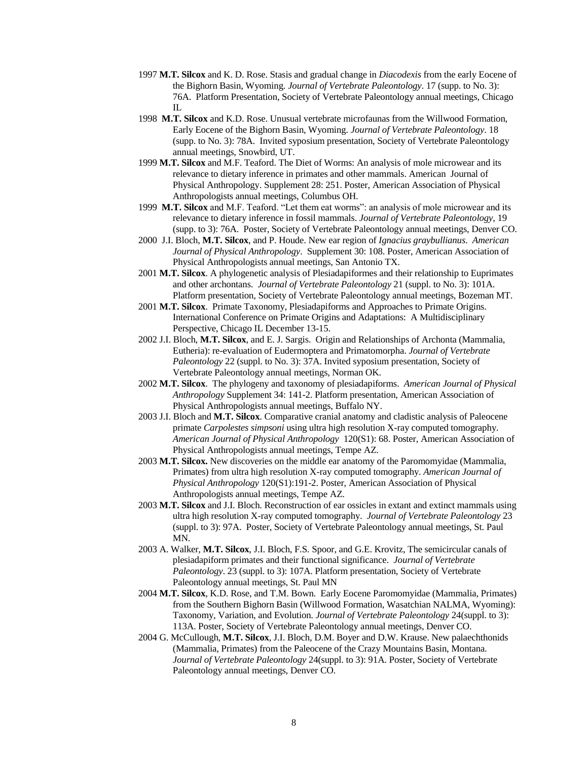1997 **M.T. Silcox** and K. D. Rose. Stasis and gradual change in *Diacodexis* from the early Eocene of the Bighorn Basin, Wyoming. *Journal of Vertebrate Paleontology*. 17 (supp. to No. 3): 76A. Platform Presentation, Society of Vertebrate Paleontology annual meetings, Chicago IL

1998 **M.T. Silcox** and K.D. Rose. Unusual vertebrate microfaunas from the Willwood Formation, Early Eocene of the Bighorn Basin, Wyoming. *Journal of Vertebrate Paleontology*. 18 (supp. to No. 3): 78A. Invited syposium presentation, Society of Vertebrate Paleontology annual meetings, Snowbird, UT.

1999 **M.T. Silcox** and M.F. Teaford. The Diet of Worms: An analysis of mole microwear and its relevance to dietary inference in primates and other mammals. American Journal of Physical Anthropology. Supplement 28: 251. Poster, American Association of Physical Anthropologists annual meetings, Columbus OH.

1999 **M.T. Silcox** and M.F. Teaford. "Let them eat worms": an analysis of mole microwear and its relevance to dietary inference in fossil mammals. *Journal of Vertebrate Paleontology*, 19 (supp. to 3): 76A. Poster, Society of Vertebrate Paleontology annual meetings, Denver CO.

2000 J.I. Bloch, **M.T. Silcox**, and P. Houde. New ear region of *Ignacius graybullianus*. *American Journal of Physical Anthropology*. Supplement 30: 108. Poster, American Association of Physical Anthropologists annual meetings, San Antonio TX.

2001 **M.T. Silcox**. A phylogenetic analysis of Plesiadapiformes and their relationship to Euprimates and other archontans. *Journal of Vertebrate Paleontology* 21 (suppl. to No. 3): 101A. Platform presentation, Society of Vertebrate Paleontology annual meetings, Bozeman MT.

2001 **M.T. Silcox**. Primate Taxonomy, Plesiadapiforms and Approaches to Primate Origins. International Conference on Primate Origins and Adaptations: A Multidisciplinary Perspective, Chicago IL December 13-15.

2002 J.I. Bloch, **M.T. Silcox**, and E. J. Sargis. Origin and Relationships of Archonta (Mammalia, Eutheria): re-evaluation of Eudermoptera and Primatomorpha. *Journal of Vertebrate Paleontology* 22 (suppl. to No. 3): 37A. Invited syposium presentation, Society of Vertebrate Paleontology annual meetings, Norman OK.

2002 **M.T. Silcox**. The phylogeny and taxonomy of plesiadapiforms. *American Journal of Physical Anthropology* Supplement 34: 141-2. Platform presentation, American Association of Physical Anthropologists annual meetings, Buffalo NY.

2003 J.I. Bloch and **M.T. Silcox**. Comparative cranial anatomy and cladistic analysis of Paleocene primate *Carpolestes simpsoni* using ultra high resolution X-ray computed tomography. *American Journal of Physical Anthropology* 120(S1): 68. Poster, American Association of Physical Anthropologists annual meetings, Tempe AZ.

2003 **M.T. Silcox.** New discoveries on the middle ear anatomy of the Paromomyidae (Mammalia, Primates) from ultra high resolution X-ray computed tomography. *American Journal of Physical Anthropology* 120(S1):191-2. Poster, American Association of Physical Anthropologists annual meetings, Tempe AZ.

2003 **M.T. Silcox** and J.I. Bloch. Reconstruction of ear ossicles in extant and extinct mammals using ultra high resolution X-ray computed tomography. *Journal of Vertebrate Paleontology* 23 (suppl. to 3): 97A. Poster, Society of Vertebrate Paleontology annual meetings, St. Paul MN.

2003 A. Walker, **M.T. Silcox**, J.I. Bloch, F.S. Spoor, and G.E. Krovitz, The semicircular canals of plesiadapiform primates and their functional significance. *Journal of Vertebrate Paleontology*. 23 (suppl. to 3): 107A. Platform presentation, Society of Vertebrate Paleontology annual meetings, St. Paul MN

2004 **M.T. Silcox**, K.D. Rose, and T.M. Bown. Early Eocene Paromomyidae (Mammalia, Primates) from the Southern Bighorn Basin (Willwood Formation, Wasatchian NALMA, Wyoming): Taxonomy, Variation, and Evolution. *Journal of Vertebrate Paleontology* 24(suppl. to 3): 113A. Poster, Society of Vertebrate Paleontology annual meetings, Denver CO.

2004 G. McCullough, **M.T. Silcox**, J.I. Bloch, D.M. Boyer and D.W. Krause. New palaechthonids (Mammalia, Primates) from the Paleocene of the Crazy Mountains Basin, Montana. *Journal of Vertebrate Paleontology* 24(suppl. to 3): 91A. Poster, Society of Vertebrate Paleontology annual meetings, Denver CO.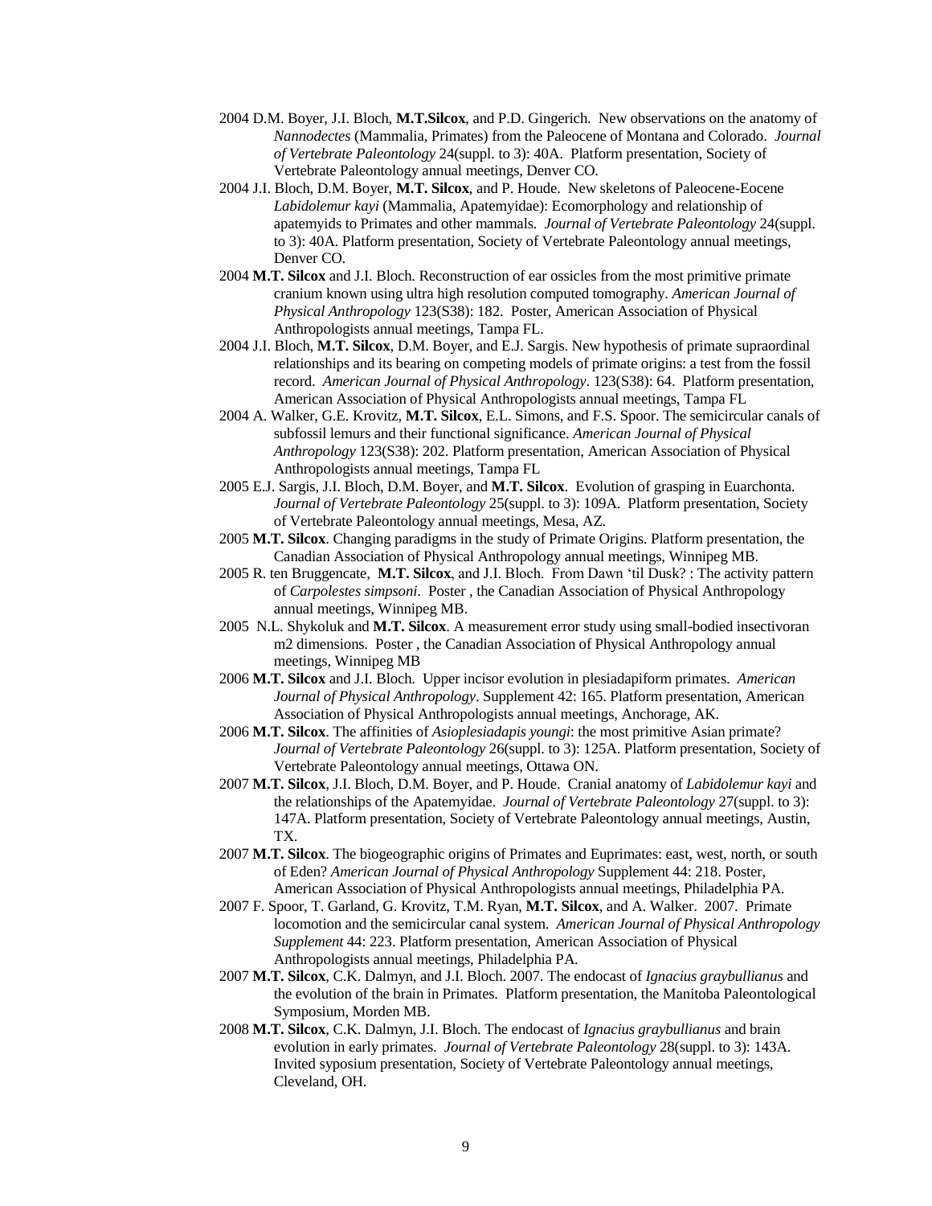2004 D.M. Boyer, J.I. Bloch, **M.T.Silcox**, and P.D. Gingerich. New observations on the anatomy of *Nannodectes* (Mammalia, Primates) from the Paleocene of Montana and Colorado. *Journal of Vertebrate Paleontology* 24(suppl. to 3): 40A. Platform presentation, Society of Vertebrate Paleontology annual meetings, Denver CO.

2004 J.I. Bloch, D.M. Boyer, **M.T. Silcox**, and P. Houde. New skeletons of Paleocene-Eocene *Labidolemur kayi* (Mammalia, Apatemyidae): Ecomorphology and relationship of apatemyids to Primates and other mammals. *Journal of Vertebrate Paleontology* 24(suppl. to 3): 40A. Platform presentation, Society of Vertebrate Paleontology annual meetings, Denver CO.

2004 **M.T. Silcox** and J.I. Bloch. Reconstruction of ear ossicles from the most primitive primate cranium known using ultra high resolution computed tomography. *American Journal of Physical Anthropology* 123(S38): 182. Poster, American Association of Physical Anthropologists annual meetings, Tampa FL.

2004 J.I. Bloch, **M.T. Silcox**, D.M. Boyer, and E.J. Sargis. New hypothesis of primate supraordinal relationships and its bearing on competing models of primate origins: a test from the fossil record. *American Journal of Physical Anthropology*. 123(S38): 64. Platform presentation, American Association of Physical Anthropologists annual meetings, Tampa FL

2004 A. Walker, G.E. Krovitz, **M.T. Silcox**, E.L. Simons, and F.S. Spoor. The semicircular canals of subfossil lemurs and their functional significance. *American Journal of Physical Anthropology* 123(S38): 202. Platform presentation, American Association of Physical Anthropologists annual meetings, Tampa FL

2005 E.J. Sargis, J.I. Bloch, D.M. Boyer, and **M.T. Silcox**. Evolution of grasping in Euarchonta. *Journal of Vertebrate Paleontology* 25(suppl. to 3): 109A. Platform presentation, Society of Vertebrate Paleontology annual meetings, Mesa, AZ.

2005 **M.T. Silcox**. Changing paradigms in the study of Primate Origins. Platform presentation, the Canadian Association of Physical Anthropology annual meetings, Winnipeg MB.

2005 R. ten Bruggencate, **M.T. Silcox**, and J.I. Bloch. From Dawn 'til Dusk? : The activity pattern of *Carpolestes simpsoni*. Poster , the Canadian Association of Physical Anthropology annual meetings, Winnipeg MB.

2005 N.L. Shykoluk and **M.T. Silcox**. A measurement error study using small-bodied insectivoran m2 dimensions. Poster , the Canadian Association of Physical Anthropology annual meetings, Winnipeg MB

2006 **M.T. Silcox** and J.I. Bloch. Upper incisor evolution in plesiadapiform primates. *American Journal of Physical Anthropology*. Supplement 42: 165. Platform presentation, American Association of Physical Anthropologists annual meetings, Anchorage, AK.

2006 **M.T. Silcox**. The affinities of *Asioplesiadapis youngi*: the most primitive Asian primate? *Journal of Vertebrate Paleontology* 26(suppl. to 3): 125A. Platform presentation, Society of Vertebrate Paleontology annual meetings, Ottawa ON.

2007 **M.T. Silcox**, J.I. Bloch, D.M. Boyer, and P. Houde. Cranial anatomy of *Labidolemur kayi* and the relationships of the Apatemyidae. *Journal of Vertebrate Paleontology* 27(suppl. to 3): 147A. Platform presentation, Society of Vertebrate Paleontology annual meetings, Austin, TX.

2007 **M.T. Silcox**. The biogeographic origins of Primates and Euprimates: east, west, north, or south of Eden? *American Journal of Physical Anthropology* Supplement 44: 218. Poster, American Association of Physical Anthropologists annual meetings, Philadelphia PA.

2007 F. Spoor, T. Garland, G. Krovitz, T.M. Ryan, **M.T. Silcox**, and A. Walker. 2007. Primate locomotion and the semicircular canal system. *American Journal of Physical Anthropology Supplement* 44: 223. Platform presentation, American Association of Physical Anthropologists annual meetings, Philadelphia PA.

2007 **M.T. Silcox**, C.K. Dalmyn, and J.I. Bloch. 2007. The endocast of *Ignacius graybullianus* and the evolution of the brain in Primates. Platform presentation, the Manitoba Paleontological Symposium, Morden MB.

2008 **M.T. Silcox**, C.K. Dalmyn, J.I. Bloch. The endocast of *Ignacius graybullianus* and brain evolution in early primates. *Journal of Vertebrate Paleontology* 28(suppl. to 3): 143A. Invited syposium presentation, Society of Vertebrate Paleontology annual meetings, Cleveland, OH.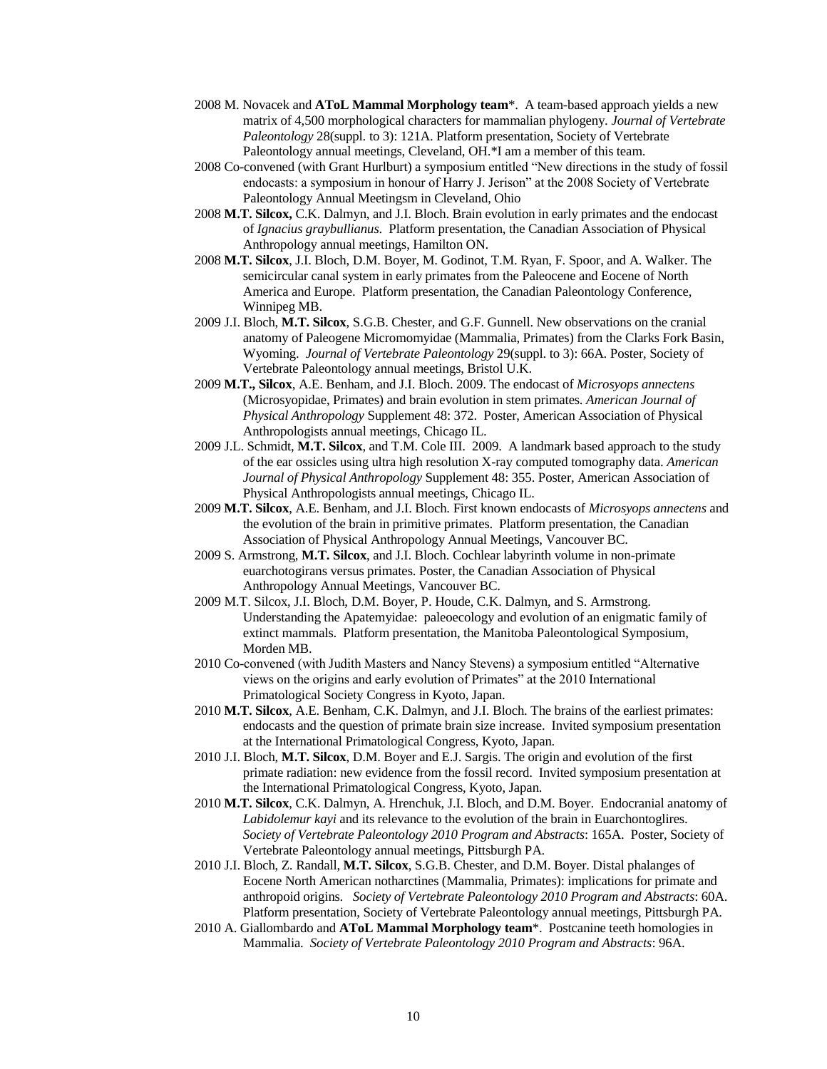2008 M. Novacek and **AToL Mammal Morphology team***. A team-based approach yields a new matrix of 4,500 morphological characters for mammalian phylogeny. *Journal of Vertebrate Paleontology* 28(suppl. to 3): 121A. Platform presentation, Society of Vertebrate Paleontology annual meetings, Cleveland, OH.*I am a member of this team.

2008 Co-convened (with Grant Hurlburt) a symposium entitled "New directions in the study of fossil endocasts: a symposium in honour of Harry J. Jerison" at the 2008 Society of Vertebrate Paleontology Annual Meetingsm in Cleveland, Ohio

2008 **M.T. Silcox,** C.K. Dalmyn, and J.I. Bloch. Brain evolution in early primates and the endocast of *Ignacius graybullianus*. Platform presentation, the Canadian Association of Physical Anthropology annual meetings, Hamilton ON.

2008 **M.T. Silcox**, J.I. Bloch, D.M. Boyer, M. Godinot, T.M. Ryan, F. Spoor, and A. Walker. The semicircular canal system in early primates from the Paleocene and Eocene of North America and Europe. Platform presentation, the Canadian Paleontology Conference, Winnipeg MB.

2009 J.I. Bloch, **M.T. Silcox**, S.G.B. Chester, and G.F. Gunnell. New observations on the cranial anatomy of Paleogene Micromomyidae (Mammalia, Primates) from the Clarks Fork Basin, Wyoming. *Journal of Vertebrate Paleontology* 29(suppl. to 3): 66A. Poster, Society of Vertebrate Paleontology annual meetings, Bristol U.K.

2009 **M.T., Silcox**, A.E. Benham, and J.I. Bloch. 2009. The endocast of *Microsyops annectens* (Microsyopidae, Primates) and brain evolution in stem primates. *American Journal of Physical Anthropology* Supplement 48: 372. Poster, American Association of Physical Anthropologists annual meetings, Chicago IL.

2009 J.L. Schmidt, **M.T. Silcox**, and T.M. Cole III. 2009. A landmark based approach to the study of the ear ossicles using ultra high resolution X-ray computed tomography data. *American Journal of Physical Anthropology* Supplement 48: 355. Poster, American Association of Physical Anthropologists annual meetings, Chicago IL.

2009 **M.T. Silcox**, A.E. Benham, and J.I. Bloch. First known endocasts of *Microsyops annectens* and the evolution of the brain in primitive primates. Platform presentation, the Canadian Association of Physical Anthropology Annual Meetings, Vancouver BC.

2009 S. Armstrong, **M.T. Silcox**, and J.I. Bloch. Cochlear labyrinth volume in non-primate euarchotogirans versus primates. Poster, the Canadian Association of Physical Anthropology Annual Meetings, Vancouver BC.

2009 M.T. Silcox, J.I. Bloch, D.M. Boyer, P. Houde, C.K. Dalmyn, and S. Armstrong. Understanding the Apatemyidae: paleoecology and evolution of an enigmatic family of extinct mammals. Platform presentation, the Manitoba Paleontological Symposium, Morden MB.

2010 Co-convened (with Judith Masters and Nancy Stevens) a symposium entitled "Alternative views on the origins and early evolution of Primates" at the 2010 International Primatological Society Congress in Kyoto, Japan.

2010 **M.T. Silcox**, A.E. Benham, C.K. Dalmyn, and J.I. Bloch. The brains of the earliest primates: endocasts and the question of primate brain size increase. Invited symposium presentation at the International Primatological Congress, Kyoto, Japan.

2010 J.I. Bloch, **M.T. Silcox**, D.M. Boyer and E.J. Sargis. The origin and evolution of the first primate radiation: new evidence from the fossil record. Invited symposium presentation at the International Primatological Congress, Kyoto, Japan.

2010 **M.T. Silcox**, C.K. Dalmyn, A. Hrenchuk, J.I. Bloch, and D.M. Boyer. Endocranial anatomy of *Labidolemur kayi* and its relevance to the evolution of the brain in Euarchontoglires. *Society of Vertebrate Paleontology 2010 Program and Abstracts*: 165A. Poster, Society of Vertebrate Paleontology annual meetings, Pittsburgh PA.

2010 J.I. Bloch, Z. Randall, **M.T. Silcox**, S.G.B. Chester, and D.M. Boyer. Distal phalanges of Eocene North American notharctines (Mammalia, Primates): implications for primate and anthropoid origins. *Society of Vertebrate Paleontology 2010 Program and Abstracts*: 60A. Platform presentation, Society of Vertebrate Paleontology annual meetings, Pittsburgh PA.

2010 A. Giallombardo and **AToL Mammal Morphology team***. Postcanine teeth homologies in Mammalia. *Society of Vertebrate Paleontology 2010 Program and Abstracts*: 96A.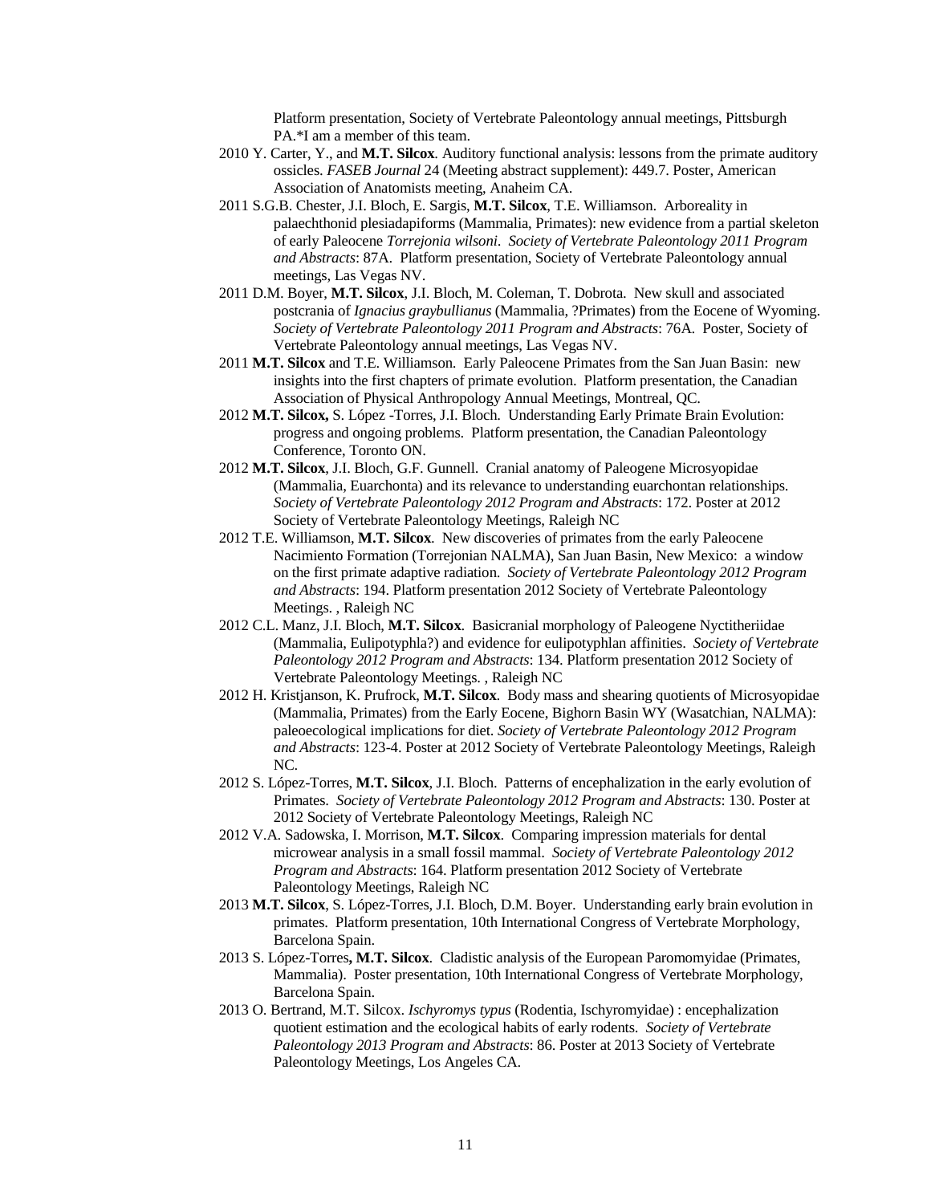Platform presentation, Society of Vertebrate Paleontology annual meetings, Pittsburgh PA.*I am a member of this team.

2010 Y. Carter, Y., and **M.T. Silcox**. Auditory functional analysis: lessons from the primate auditory ossicles. *FASEB Journal* 24 (Meeting abstract supplement): 449.7. Poster, American Association of Anatomists meeting, Anaheim CA.

2011 S.G.B. Chester, J.I. Bloch, E. Sargis, **M.T. Silcox**, T.E. Williamson. Arboreality in palaechthonid plesiadapiforms (Mammalia, Primates): new evidence from a partial skeleton of early Paleocene *Torrejonia wilsoni*. *Society of Vertebrate Paleontology 2011 Program and Abstracts*: 87A. Platform presentation, Society of Vertebrate Paleontology annual meetings, Las Vegas NV.

2011 D.M. Boyer, **M.T. Silcox**, J.I. Bloch, M. Coleman, T. Dobrota. New skull and associated postcrania of *Ignacius graybullianus* (Mammalia, ?Primates) from the Eocene of Wyoming. *Society of Vertebrate Paleontology 2011 Program and Abstracts*: 76A. Poster, Society of Vertebrate Paleontology annual meetings, Las Vegas NV.

2011 **M.T. Silcox** and T.E. Williamson. Early Paleocene Primates from the San Juan Basin: new insights into the first chapters of primate evolution. Platform presentation, the Canadian Association of Physical Anthropology Annual Meetings, Montreal, QC.

2012 **M.T. Silcox,** S. López -Torres, J.I. Bloch. Understanding Early Primate Brain Evolution: progress and ongoing problems. Platform presentation, the Canadian Paleontology Conference, Toronto ON.

2012 **M.T. Silcox**, J.I. Bloch, G.F. Gunnell. Cranial anatomy of Paleogene Microsyopidae (Mammalia, Euarchonta) and its relevance to understanding euarchontan relationships. *Society of Vertebrate Paleontology 2012 Program and Abstracts*: 172. Poster at 2012 Society of Vertebrate Paleontology Meetings, Raleigh NC

2012 T.E. Williamson, **M.T. Silcox**. New discoveries of primates from the early Paleocene Nacimiento Formation (Torrejonian NALMA), San Juan Basin, New Mexico: a window on the first primate adaptive radiation. *Society of Vertebrate Paleontology 2012 Program and Abstracts*: 194. Platform presentation 2012 Society of Vertebrate Paleontology Meetings. , Raleigh NC

2012 C.L. Manz, J.I. Bloch, **M.T. Silcox**. Basicranial morphology of Paleogene Nyctitheriidae (Mammalia, Eulipotyphla?) and evidence for eulipotyphlan affinities. *Society of Vertebrate Paleontology 2012 Program and Abstracts*: 134. Platform presentation 2012 Society of Vertebrate Paleontology Meetings. , Raleigh NC

2012 H. Kristjanson, K. Prufrock, **M.T. Silcox**. Body mass and shearing quotients of Microsyopidae (Mammalia, Primates) from the Early Eocene, Bighorn Basin WY (Wasatchian, NALMA): paleoecological implications for diet. *Society of Vertebrate Paleontology 2012 Program and Abstracts*: 123-4. Poster at 2012 Society of Vertebrate Paleontology Meetings, Raleigh NC.

2012 S. López-Torres, **M.T. Silcox**, J.I. Bloch. Patterns of encephalization in the early evolution of Primates. *Society of Vertebrate Paleontology 2012 Program and Abstracts*: 130. Poster at 2012 Society of Vertebrate Paleontology Meetings, Raleigh NC

2012 V.A. Sadowska, I. Morrison, **M.T. Silcox**. Comparing impression materials for dental microwear analysis in a small fossil mammal. *Society of Vertebrate Paleontology 2012 Program and Abstracts*: 164. Platform presentation 2012 Society of Vertebrate Paleontology Meetings, Raleigh NC

2013 **M.T. Silcox**, S. López-Torres, J.I. Bloch, D.M. Boyer. Understanding early brain evolution in primates. Platform presentation, 10th International Congress of Vertebrate Morphology, Barcelona Spain.

2013 S. López-Torres**, M.T. Silcox**. Cladistic analysis of the European Paromomyidae (Primates, Mammalia). Poster presentation, 10th International Congress of Vertebrate Morphology, Barcelona Spain.

2013 O. Bertrand, M.T. Silcox. *Ischyromys typus* (Rodentia, Ischyromyidae) : encephalization quotient estimation and the ecological habits of early rodents. *Society of Vertebrate Paleontology 2013 Program and Abstracts*: 86. Poster at 2013 Society of Vertebrate Paleontology Meetings, Los Angeles CA.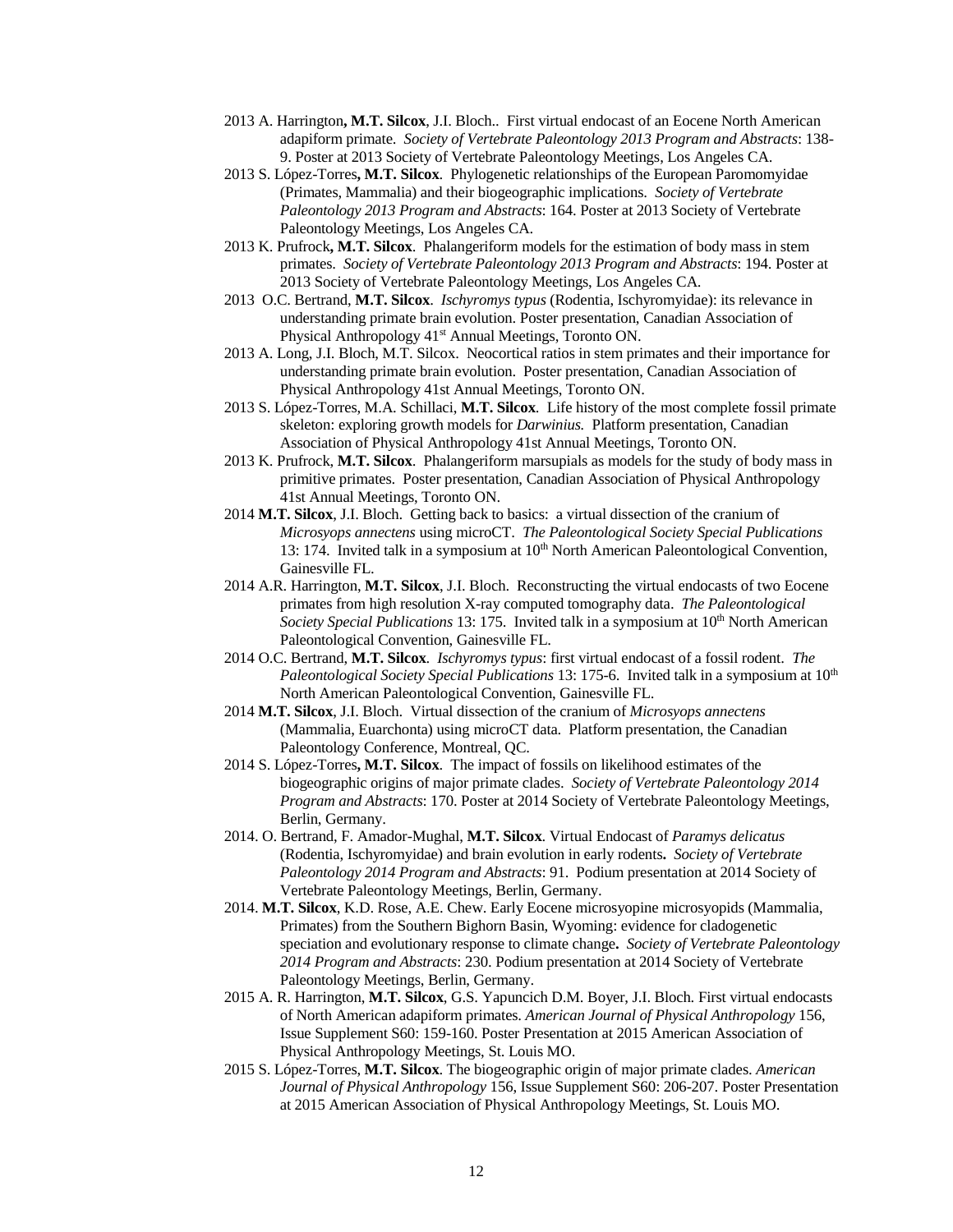2013 A. Harrington**, M.T. Silcox**, J.I. Bloch.. First virtual endocast of an Eocene North American adapiform primate. *Society of Vertebrate Paleontology 2013 Program and Abstracts*: 138-9. Poster at 2013 Society of Vertebrate Paleontology Meetings, Los Angeles CA.

2013 S. López-Torres**, M.T. Silcox**. Phylogenetic relationships of the European Paromomyidae (Primates, Mammalia) and their biogeographic implications. *Society of Vertebrate Paleontology 2013 Program and Abstracts*: 164. Poster at 2013 Society of Vertebrate Paleontology Meetings, Los Angeles CA.

2013 K. Prufrock**, M.T. Silcox**. Phalangeriform models for the estimation of body mass in stem primates. *Society of Vertebrate Paleontology 2013 Program and Abstracts*: 194. Poster at 2013 Society of Vertebrate Paleontology Meetings, Los Angeles CA.

2013 O.C. Bertrand, **M.T. Silcox**. *Ischyromys typus* (Rodentia, Ischyromyidae): its relevance in understanding primate brain evolution. Poster presentation, Canadian Association of Physical Anthropology 41st Annual Meetings, Toronto ON.

2013 A. Long, J.I. Bloch, M.T. Silcox. Neocortical ratios in stem primates and their importance for understanding primate brain evolution. Poster presentation, Canadian Association of Physical Anthropology 41st Annual Meetings, Toronto ON.

2013 S. López-Torres, M.A. Schillaci, **M.T. Silcox**. Life history of the most complete fossil primate skeleton: exploring growth models for *Darwinius.* Platform presentation, Canadian Association of Physical Anthropology 41st Annual Meetings, Toronto ON.

2013 K. Prufrock, **M.T. Silcox**. Phalangeriform marsupials as models for the study of body mass in primitive primates. Poster presentation, Canadian Association of Physical Anthropology 41st Annual Meetings, Toronto ON.

2014 **M.T. Silcox**, J.I. Bloch. Getting back to basics: a virtual dissection of the cranium of *Microsyops annectens* using microCT. *The Paleontological Society Special Publications* 13: 174. Invited talk in a symposium at 10th North American Paleontological Convention, Gainesville FL.

2014 A.R. Harrington, **M.T. Silcox**, J.I. Bloch. Reconstructing the virtual endocasts of two Eocene primates from high resolution X-ray computed tomography data. *The Paleontological Society Special Publications* 13: 175. Invited talk in a symposium at 10th North American Paleontological Convention, Gainesville FL.

2014 O.C. Bertrand, **M.T. Silcox**. *Ischyromys typus*: first virtual endocast of a fossil rodent. *The Paleontological Society Special Publications* 13: 175-6. Invited talk in a symposium at 10th North American Paleontological Convention, Gainesville FL.

2014 **M.T. Silcox**, J.I. Bloch. Virtual dissection of the cranium of *Microsyops annectens* (Mammalia, Euarchonta) using microCT data. Platform presentation, the Canadian Paleontology Conference, Montreal, QC.

2014 S. López-Torres**, M.T. Silcox**. The impact of fossils on likelihood estimates of the biogeographic origins of major primate clades. *Society of Vertebrate Paleontology 2014 Program and Abstracts*: 170. Poster at 2014 Society of Vertebrate Paleontology Meetings, Berlin, Germany.

2014. O. Bertrand, F. Amador-Mughal, **M.T. Silcox**. Virtual Endocast of *Paramys delicatus* (Rodentia, Ischyromyidae) and brain evolution in early rodents**.** *Society of Vertebrate Paleontology 2014 Program and Abstracts*: 91. Podium presentation at 2014 Society of Vertebrate Paleontology Meetings, Berlin, Germany.

2014. **M.T. Silcox**, K.D. Rose, A.E. Chew. Early Eocene microsyopine microsyopids (Mammalia, Primates) from the Southern Bighorn Basin, Wyoming: evidence for cladogenetic speciation and evolutionary response to climate change**.** *Society of Vertebrate Paleontology 2014 Program and Abstracts*: 230. Podium presentation at 2014 Society of Vertebrate Paleontology Meetings, Berlin, Germany.

2015 A. R. Harrington, **M.T. Silcox**, G.S. Yapuncich D.M. Boyer, J.I. Bloch. First virtual endocasts of North American adapiform primates. *American Journal of Physical Anthropology* 156, Issue Supplement S60: 159-160. Poster Presentation at 2015 American Association of Physical Anthropology Meetings, St. Louis MO.

2015 S. López-Torres, **M.T. Silcox**. The biogeographic origin of major primate clades. *American Journal of Physical Anthropology* 156, Issue Supplement S60: 206-207. Poster Presentation at 2015 American Association of Physical Anthropology Meetings, St. Louis MO.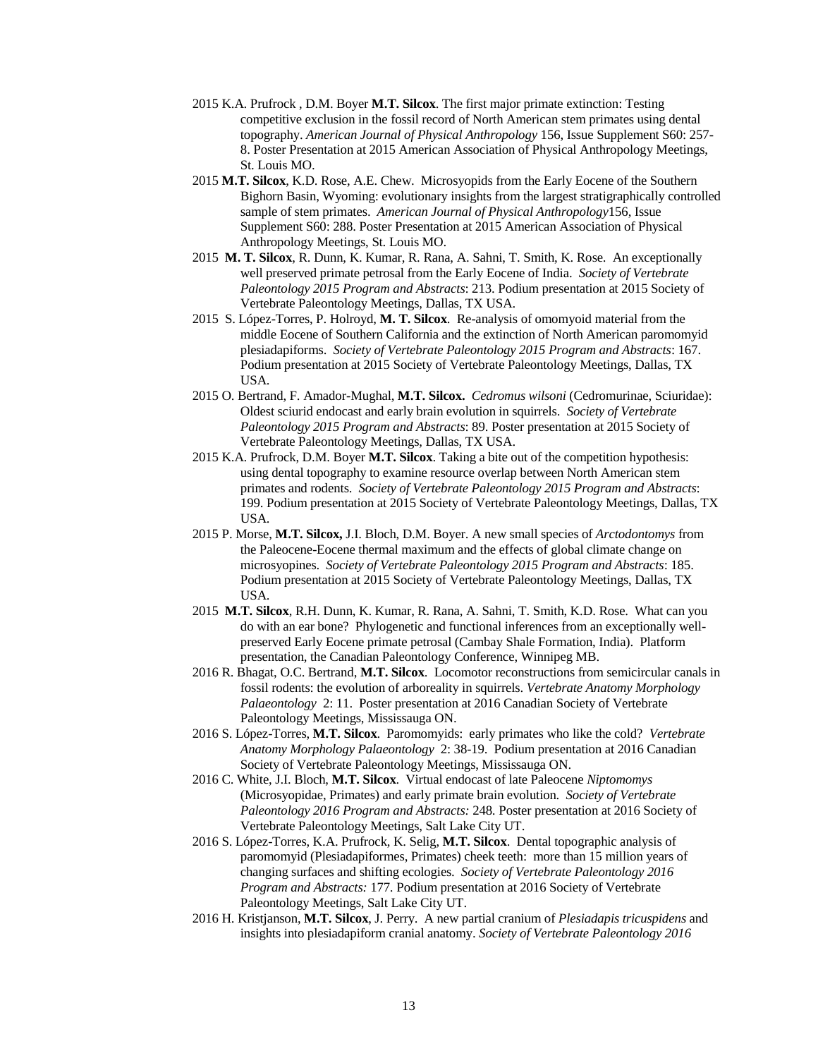2015 K.A. Prufrock , D.M. Boyer **M.T. Silcox**. The first major primate extinction: Testing competitive exclusion in the fossil record of North American stem primates using dental topography. *American Journal of Physical Anthropology* 156, Issue Supplement S60: 257-8. Poster Presentation at 2015 American Association of Physical Anthropology Meetings, St. Louis MO.

2015 **M.T. Silcox**, K.D. Rose, A.E. Chew. Microsyopids from the Early Eocene of the Southern Bighorn Basin, Wyoming: evolutionary insights from the largest stratigraphically controlled sample of stem primates. *American Journal of Physical Anthropology*156, Issue Supplement S60: 288. Poster Presentation at 2015 American Association of Physical Anthropology Meetings, St. Louis MO.

2015 **M. T. Silcox**, R. Dunn, K. Kumar, R. Rana, A. Sahni, T. Smith, K. Rose. An exceptionally well preserved primate petrosal from the Early Eocene of India. *Society of Vertebrate Paleontology 2015 Program and Abstracts*: 213. Podium presentation at 2015 Society of Vertebrate Paleontology Meetings, Dallas, TX USA.

2015 S. López-Torres, P. Holroyd, **M. T. Silcox**. Re-analysis of omomyoid material from the middle Eocene of Southern California and the extinction of North American paromomyid plesiadapiforms. *Society of Vertebrate Paleontology 2015 Program and Abstracts*: 167. Podium presentation at 2015 Society of Vertebrate Paleontology Meetings, Dallas, TX USA.

2015 O. Bertrand, F. Amador-Mughal, **M.T. Silcox.** *Cedromus wilsoni* (Cedromurinae, Sciuridae): Oldest sciurid endocast and early brain evolution in squirrels. *Society of Vertebrate Paleontology 2015 Program and Abstracts*: 89. Poster presentation at 2015 Society of Vertebrate Paleontology Meetings, Dallas, TX USA.

2015 K.A. Prufrock, D.M. Boyer **M.T. Silcox**. Taking a bite out of the competition hypothesis: using dental topography to examine resource overlap between North American stem primates and rodents. *Society of Vertebrate Paleontology 2015 Program and Abstracts*: 199. Podium presentation at 2015 Society of Vertebrate Paleontology Meetings, Dallas, TX USA.

2015 P. Morse, **M.T. Silcox,** J.I. Bloch, D.M. Boyer. A new small species of *Arctodontomys* from the Paleocene-Eocene thermal maximum and the effects of global climate change on microsyopines. *Society of Vertebrate Paleontology 2015 Program and Abstracts*: 185. Podium presentation at 2015 Society of Vertebrate Paleontology Meetings, Dallas, TX USA.

2015 **M.T. Silcox**, R.H. Dunn, K. Kumar, R. Rana, A. Sahni, T. Smith, K.D. Rose. What can you do with an ear bone? Phylogenetic and functional inferences from an exceptionally well-preserved Early Eocene primate petrosal (Cambay Shale Formation, India). Platform presentation, the Canadian Paleontology Conference, Winnipeg MB.

2016 R. Bhagat, O.C. Bertrand, **M.T. Silcox**. Locomotor reconstructions from semicircular canals in fossil rodents: the evolution of arboreality in squirrels. *Vertebrate Anatomy Morphology Palaeontology* 2: 11. Poster presentation at 2016 Canadian Society of Vertebrate Paleontology Meetings, Mississauga ON.

2016 S. López-Torres, **M.T. Silcox**. Paromomyids: early primates who like the cold? *Vertebrate Anatomy Morphology Palaeontology* 2: 38-19. Podium presentation at 2016 Canadian Society of Vertebrate Paleontology Meetings, Mississauga ON.

2016 C. White, J.I. Bloch, **M.T. Silcox**. Virtual endocast of late Paleocene *Niptomomys* (Microsyopidae, Primates) and early primate brain evolution. *Society of Vertebrate Paleontology 2016 Program and Abstracts:* 248. Poster presentation at 2016 Society of Vertebrate Paleontology Meetings, Salt Lake City UT.

2016 S. López-Torres, K.A. Prufrock, K. Selig, **M.T. Silcox**. Dental topographic analysis of paromomyid (Plesiadapiformes, Primates) cheek teeth: more than 15 million years of changing surfaces and shifting ecologies. *Society of Vertebrate Paleontology 2016 Program and Abstracts:* 177. Podium presentation at 2016 Society of Vertebrate Paleontology Meetings, Salt Lake City UT.

2016 H. Kristjanson, **M.T. Silcox**, J. Perry. A new partial cranium of *Plesiadapis tricuspidens* and insights into plesiadapiform cranial anatomy. *Society of Vertebrate Paleontology 2016*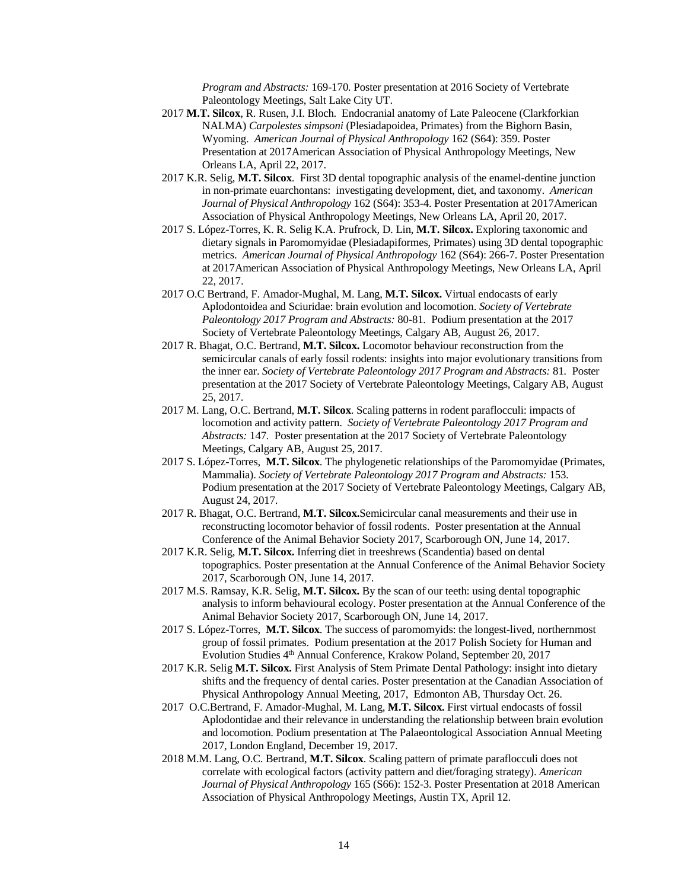*Program and Abstracts:* 169-170. Poster presentation at 2016 Society of Vertebrate Paleontology Meetings, Salt Lake City UT.

2017 **M.T. Silcox**, R. Rusen, J.I. Bloch. Endocranial anatomy of Late Paleocene (Clarkforkian NALMA) *Carpolestes simpsoni* (Plesiadapoidea, Primates) from the Bighorn Basin, Wyoming. *American Journal of Physical Anthropology* 162 (S64): 359. Poster Presentation at 2017American Association of Physical Anthropology Meetings, New Orleans LA, April 22, 2017.

2017 K.R. Selig, **M.T. Silcox**. First 3D dental topographic analysis of the enamel-dentine junction in non-primate euarchontans: investigating development, diet, and taxonomy. *American Journal of Physical Anthropology* 162 (S64): 353-4. Poster Presentation at 2017American Association of Physical Anthropology Meetings, New Orleans LA, April 20, 2017.

2017 S. López-Torres, K. R. Selig K.A. Prufrock, D. Lin, **M.T. Silcox.** Exploring taxonomic and dietary signals in Paromomyidae (Plesiadapiformes, Primates) using 3D dental topographic metrics. *American Journal of Physical Anthropology* 162 (S64): 266-7. Poster Presentation at 2017American Association of Physical Anthropology Meetings, New Orleans LA, April 22, 2017.

2017 O.C Bertrand, F. Amador-Mughal, M. Lang, **M.T. Silcox.** Virtual endocasts of early Aplodontoidea and Sciuridae: brain evolution and locomotion. *Society of Vertebrate Paleontology 2017 Program and Abstracts:* 80-81. Podium presentation at the 2017 Society of Vertebrate Paleontology Meetings, Calgary AB, August 26, 2017.

2017 R. Bhagat, O.C. Bertrand, **M.T. Silcox.** Locomotor behaviour reconstruction from the semicircular canals of early fossil rodents: insights into major evolutionary transitions from the inner ear. *Society of Vertebrate Paleontology 2017 Program and Abstracts:* 81. Poster presentation at the 2017 Society of Vertebrate Paleontology Meetings, Calgary AB, August 25, 2017.

2017 M. Lang, O.C. Bertrand, **M.T. Silcox**. Scaling patterns in rodent paraflocculi: impacts of locomotion and activity pattern. *Society of Vertebrate Paleontology 2017 Program and Abstracts:* 147. Poster presentation at the 2017 Society of Vertebrate Paleontology Meetings, Calgary AB, August 25, 2017.

2017 S. López-Torres, **M.T. Silcox**. The phylogenetic relationships of the Paromomyidae (Primates, Mammalia). *Society of Vertebrate Paleontology 2017 Program and Abstracts:* 153. Podium presentation at the 2017 Society of Vertebrate Paleontology Meetings, Calgary AB, August 24, 2017.

2017 R. Bhagat, O.C. Bertrand, **M.T. Silcox.**Semicircular canal measurements and their use in reconstructing locomotor behavior of fossil rodents. Poster presentation at the Annual Conference of the Animal Behavior Society 2017, Scarborough ON, June 14, 2017.

2017 K.R. Selig, **M.T. Silcox.** Inferring diet in treeshrews (Scandentia) based on dental topographics. Poster presentation at the Annual Conference of the Animal Behavior Society 2017, Scarborough ON, June 14, 2017.

2017 M.S. Ramsay, K.R. Selig, **M.T. Silcox.** By the scan of our teeth: using dental topographic analysis to inform behavioural ecology. Poster presentation at the Annual Conference of the Animal Behavior Society 2017, Scarborough ON, June 14, 2017.

2017 S. López-Torres, **M.T. Silcox**. The success of paromomyids: the longest-lived, northernmost group of fossil primates. Podium presentation at the 2017 Polish Society for Human and Evolution Studies 4th Annual Conference, Krakow Poland, September 20, 2017

2017 K.R. Selig **M.T. Silcox.** First Analysis of Stem Primate Dental Pathology: insight into dietary shifts and the frequency of dental caries. Poster presentation at the Canadian Association of Physical Anthropology Annual Meeting, 2017, Edmonton AB, Thursday Oct. 26.

2017 O.C.Bertrand, F. Amador-Mughal, M. Lang, **M.T. Silcox.** First virtual endocasts of fossil Aplodontidae and their relevance in understanding the relationship between brain evolution and locomotion. Podium presentation at The Palaeontological Association Annual Meeting 2017, London England, December 19, 2017.

2018 M.M. Lang, O.C. Bertrand, **M.T. Silcox**. Scaling pattern of primate paraflocculi does not correlate with ecological factors (activity pattern and diet/foraging strategy). *American Journal of Physical Anthropology* 165 (S66): 152-3. Poster Presentation at 2018 American Association of Physical Anthropology Meetings, Austin TX, April 12.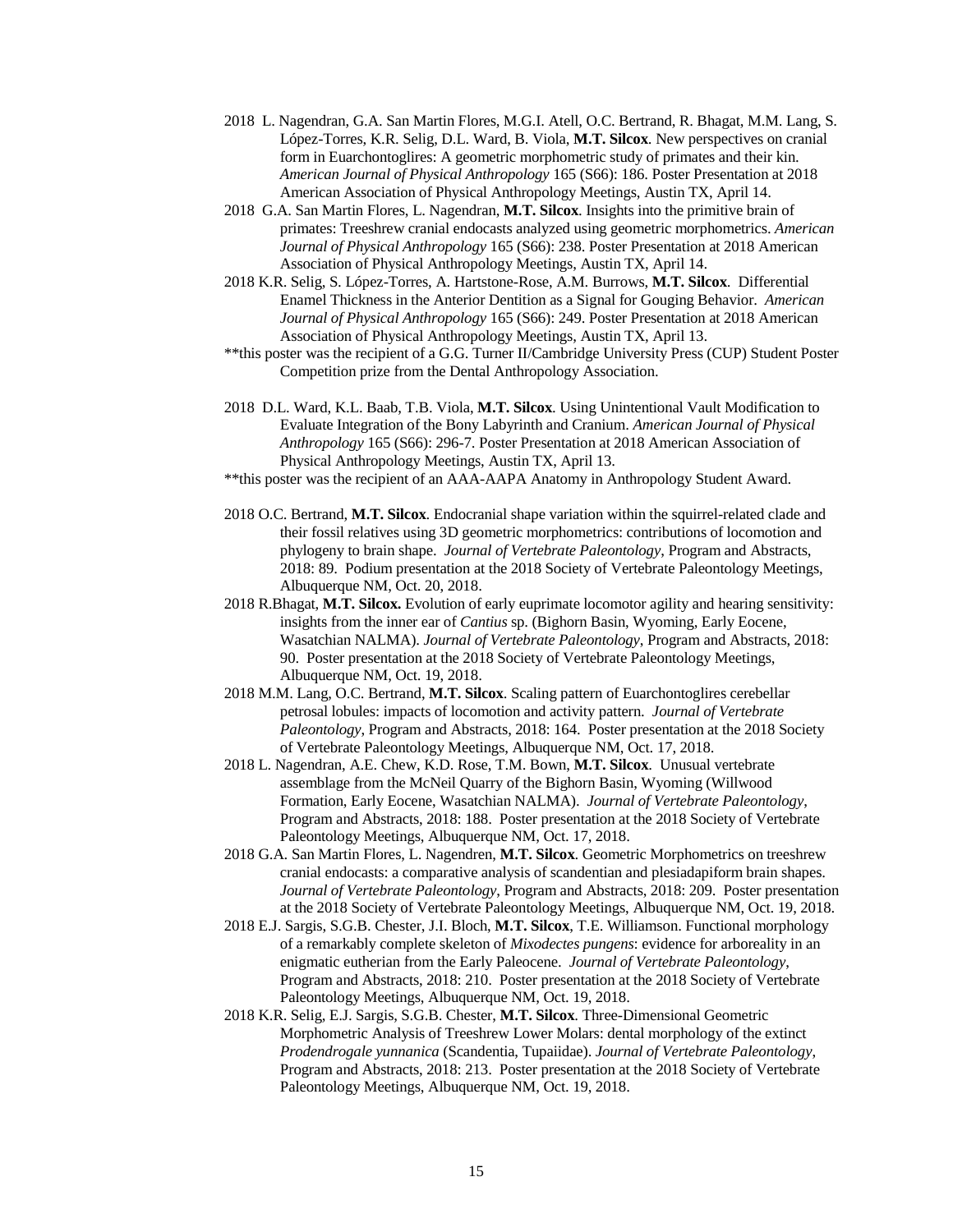2018 L. Nagendran, G.A. San Martin Flores, M.G.I. Atell, O.C. Bertrand, R. Bhagat, M.M. Lang, S. López-Torres, K.R. Selig, D.L. Ward, B. Viola, **M.T. Silcox**. New perspectives on cranial form in Euarchontoglires: A geometric morphometric study of primates and their kin. *American Journal of Physical Anthropology* 165 (S66): 186. Poster Presentation at 2018 American Association of Physical Anthropology Meetings, Austin TX, April 14.

2018 G.A. San Martin Flores, L. Nagendran, **M.T. Silcox**. Insights into the primitive brain of primates: Treeshrew cranial endocasts analyzed using geometric morphometrics. *American Journal of Physical Anthropology* 165 (S66): 238. Poster Presentation at 2018 American Association of Physical Anthropology Meetings, Austin TX, April 14.

2018 K.R. Selig, S. López-Torres, A. Hartstone-Rose, A.M. Burrows, **M.T. Silcox**. Differential Enamel Thickness in the Anterior Dentition as a Signal for Gouging Behavior. *American Journal of Physical Anthropology* 165 (S66): 249. Poster Presentation at 2018 American Association of Physical Anthropology Meetings, Austin TX, April 13.

**this poster was the recipient of a G.G. Turner II/Cambridge University Press (CUP) Student Poster Competition prize from the Dental Anthropology Association.

2018 D.L. Ward, K.L. Baab, T.B. Viola, **M.T. Silcox**. Using Unintentional Vault Modification to Evaluate Integration of the Bony Labyrinth and Cranium. *American Journal of Physical Anthropology* 165 (S66): 296-7. Poster Presentation at 2018 American Association of Physical Anthropology Meetings, Austin TX, April 13.

**this poster was the recipient of an AAA-AAPA Anatomy in Anthropology Student Award.

2018 O.C. Bertrand, **M.T. Silcox**. Endocranial shape variation within the squirrel-related clade and their fossil relatives using 3D geometric morphometrics: contributions of locomotion and phylogeny to brain shape. *Journal of Vertebrate Paleontology*, Program and Abstracts, 2018: 89. Podium presentation at the 2018 Society of Vertebrate Paleontology Meetings, Albuquerque NM, Oct. 20, 2018.

2018 R.Bhagat, **M.T. Silcox.** Evolution of early euprimate locomotor agility and hearing sensitivity: insights from the inner ear of *Cantius* sp. (Bighorn Basin, Wyoming, Early Eocene, Wasatchian NALMA). *Journal of Vertebrate Paleontology*, Program and Abstracts, 2018: 90. Poster presentation at the 2018 Society of Vertebrate Paleontology Meetings, Albuquerque NM, Oct. 19, 2018.

2018 M.M. Lang, O.C. Bertrand, **M.T. Silcox**. Scaling pattern of Euarchontoglires cerebellar petrosal lobules: impacts of locomotion and activity pattern. *Journal of Vertebrate Paleontology*, Program and Abstracts, 2018: 164. Poster presentation at the 2018 Society of Vertebrate Paleontology Meetings, Albuquerque NM, Oct. 17, 2018.

2018 L. Nagendran, A.E. Chew, K.D. Rose, T.M. Bown, **M.T. Silcox**. Unusual vertebrate assemblage from the McNeil Quarry of the Bighorn Basin, Wyoming (Willwood Formation, Early Eocene, Wasatchian NALMA). *Journal of Vertebrate Paleontology*, Program and Abstracts, 2018: 188. Poster presentation at the 2018 Society of Vertebrate Paleontology Meetings, Albuquerque NM, Oct. 17, 2018.

2018 G.A. San Martin Flores, L. Nagendren, **M.T. Silcox**. Geometric Morphometrics on treeshrew cranial endocasts: a comparative analysis of scandentian and plesiadapiform brain shapes. *Journal of Vertebrate Paleontology*, Program and Abstracts, 2018: 209. Poster presentation at the 2018 Society of Vertebrate Paleontology Meetings, Albuquerque NM, Oct. 19, 2018.

2018 E.J. Sargis, S.G.B. Chester, J.I. Bloch, **M.T. Silcox**, T.E. Williamson. Functional morphology of a remarkably complete skeleton of *Mixodectes pungens*: evidence for arboreality in an enigmatic eutherian from the Early Paleocene. *Journal of Vertebrate Paleontology*, Program and Abstracts, 2018: 210. Poster presentation at the 2018 Society of Vertebrate Paleontology Meetings, Albuquerque NM, Oct. 19, 2018.

2018 K.R. Selig, E.J. Sargis, S.G.B. Chester, **M.T. Silcox**. Three-Dimensional Geometric Morphometric Analysis of Treeshrew Lower Molars: dental morphology of the extinct *Prodendrogale yunnanica* (Scandentia, Tupaiidae). *Journal of Vertebrate Paleontology*, Program and Abstracts, 2018: 213. Poster presentation at the 2018 Society of Vertebrate Paleontology Meetings, Albuquerque NM, Oct. 19, 2018.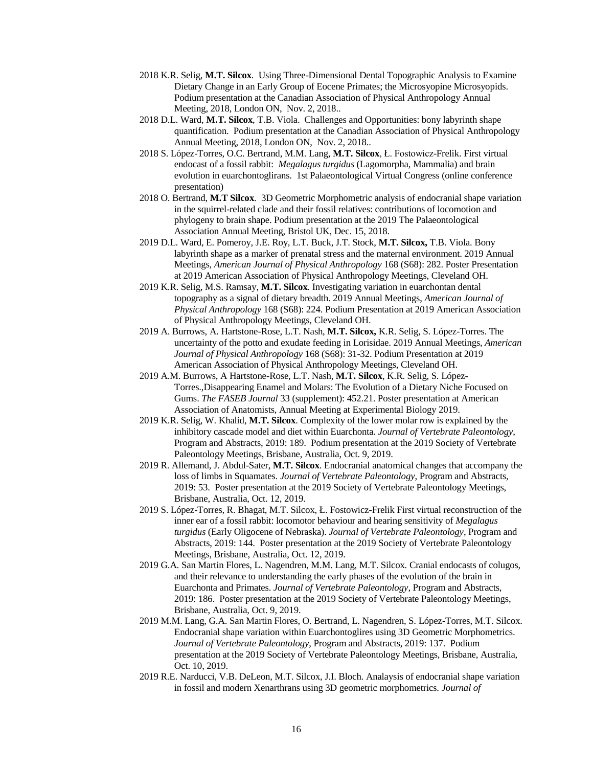2018 K.R. Selig, **M.T. Silcox**. Using Three-Dimensional Dental Topographic Analysis to Examine Dietary Change in an Early Group of Eocene Primates; the Microsyopine Microsyopids. Podium presentation at the Canadian Association of Physical Anthropology Annual Meeting, 2018, London ON, Nov. 2, 2018..

2018 D.L. Ward, **M.T. Silcox**, T.B. Viola. Challenges and Opportunities: bony labyrinth shape quantification. Podium presentation at the Canadian Association of Physical Anthropology Annual Meeting, 2018, London ON, Nov. 2, 2018..

2018 S. López-Torres, O.C. Bertrand, M.M. Lang, **M.T. Silcox**, Ł. Fostowicz-Frelik. First virtual endocast of a fossil rabbit: *Megalagus turgidus* (Lagomorpha, Mammalia) and brain evolution in euarchontoglirans. 1st Palaeontological Virtual Congress (online conference presentation)

2018 O. Bertrand, **M.T Silcox**. 3D Geometric Morphometric analysis of endocranial shape variation in the squirrel-related clade and their fossil relatives: contributions of locomotion and phylogeny to brain shape. Podium presentation at the 2019 The Palaeontological Association Annual Meeting, Bristol UK, Dec. 15, 2018.

2019 D.L. Ward, E. Pomeroy, J.E. Roy, L.T. Buck, J.T. Stock, **M.T. Silcox,** T.B. Viola. Bony labyrinth shape as a marker of prenatal stress and the maternal environment. 2019 Annual Meetings, *American Journal of Physical Anthropology* 168 (S68): 282. Poster Presentation at 2019 American Association of Physical Anthropology Meetings, Cleveland OH.

2019 K.R. Selig, M.S. Ramsay, **M.T. Silcox**. Investigating variation in euarchontan dental topography as a signal of dietary breadth. 2019 Annual Meetings, *American Journal of Physical Anthropology* 168 (S68): 224. Podium Presentation at 2019 American Association of Physical Anthropology Meetings, Cleveland OH.

2019 A. Burrows, A. Hartstone-Rose, L.T. Nash, **M.T. Silcox,** K.R. Selig, S. López-Torres. The uncertainty of the potto and exudate feeding in Lorisidae. 2019 Annual Meetings, *American Journal of Physical Anthropology* 168 (S68): 31-32. Podium Presentation at 2019 American Association of Physical Anthropology Meetings, Cleveland OH.

2019 A.M. Burrows, A Hartstone-Rose, L.T. Nash, **M.T. Silcox**, K.R. Selig, S. López-Torres.,Disappearing Enamel and Molars: The Evolution of a Dietary Niche Focused on Gums. *The FASEB Journal* 33 (supplement): 452.21. Poster presentation at American Association of Anatomists, Annual Meeting at Experimental Biology 2019.

2019 K.R. Selig, W. Khalid, **M.T. Silcox**. Complexity of the lower molar row is explained by the inhibitory cascade model and diet within Euarchonta. *Journal of Vertebrate Paleontology*, Program and Abstracts, 2019: 189. Podium presentation at the 2019 Society of Vertebrate Paleontology Meetings, Brisbane, Australia, Oct. 9, 2019.

2019 R. Allemand, J. Abdul-Sater, **M.T. Silcox**. Endocranial anatomical changes that accompany the loss of limbs in Squamates. *Journal of Vertebrate Paleontology*, Program and Abstracts, 2019: 53. Poster presentation at the 2019 Society of Vertebrate Paleontology Meetings, Brisbane, Australia, Oct. 12, 2019.

2019 S. López-Torres, R. Bhagat, M.T. Silcox, Ł. Fostowicz-Frelik First virtual reconstruction of the inner ear of a fossil rabbit: locomotor behaviour and hearing sensitivity of *Megalagus turgidus* (Early Oligocene of Nebraska). *Journal of Vertebrate Paleontology*, Program and Abstracts, 2019: 144. Poster presentation at the 2019 Society of Vertebrate Paleontology Meetings, Brisbane, Australia, Oct. 12, 2019.

2019 G.A. San Martin Flores, L. Nagendren, M.M. Lang, M.T. Silcox. Cranial endocasts of colugos, and their relevance to understanding the early phases of the evolution of the brain in Euarchonta and Primates. *Journal of Vertebrate Paleontology*, Program and Abstracts, 2019: 186. Poster presentation at the 2019 Society of Vertebrate Paleontology Meetings, Brisbane, Australia, Oct. 9, 2019.

2019 M.M. Lang, G.A. San Martin Flores, O. Bertrand, L. Nagendren, S. López-Torres, M.T. Silcox. Endocranial shape variation within Euarchontoglires using 3D Geometric Morphometrics. *Journal of Vertebrate Paleontology*, Program and Abstracts, 2019: 137. Podium presentation at the 2019 Society of Vertebrate Paleontology Meetings, Brisbane, Australia, Oct. 10, 2019.

2019 R.E. Narducci, V.B. DeLeon, M.T. Silcox, J.I. Bloch. Analaysis of endocranial shape variation in fossil and modern Xenarthrans using 3D geometric morphometrics. *Journal of*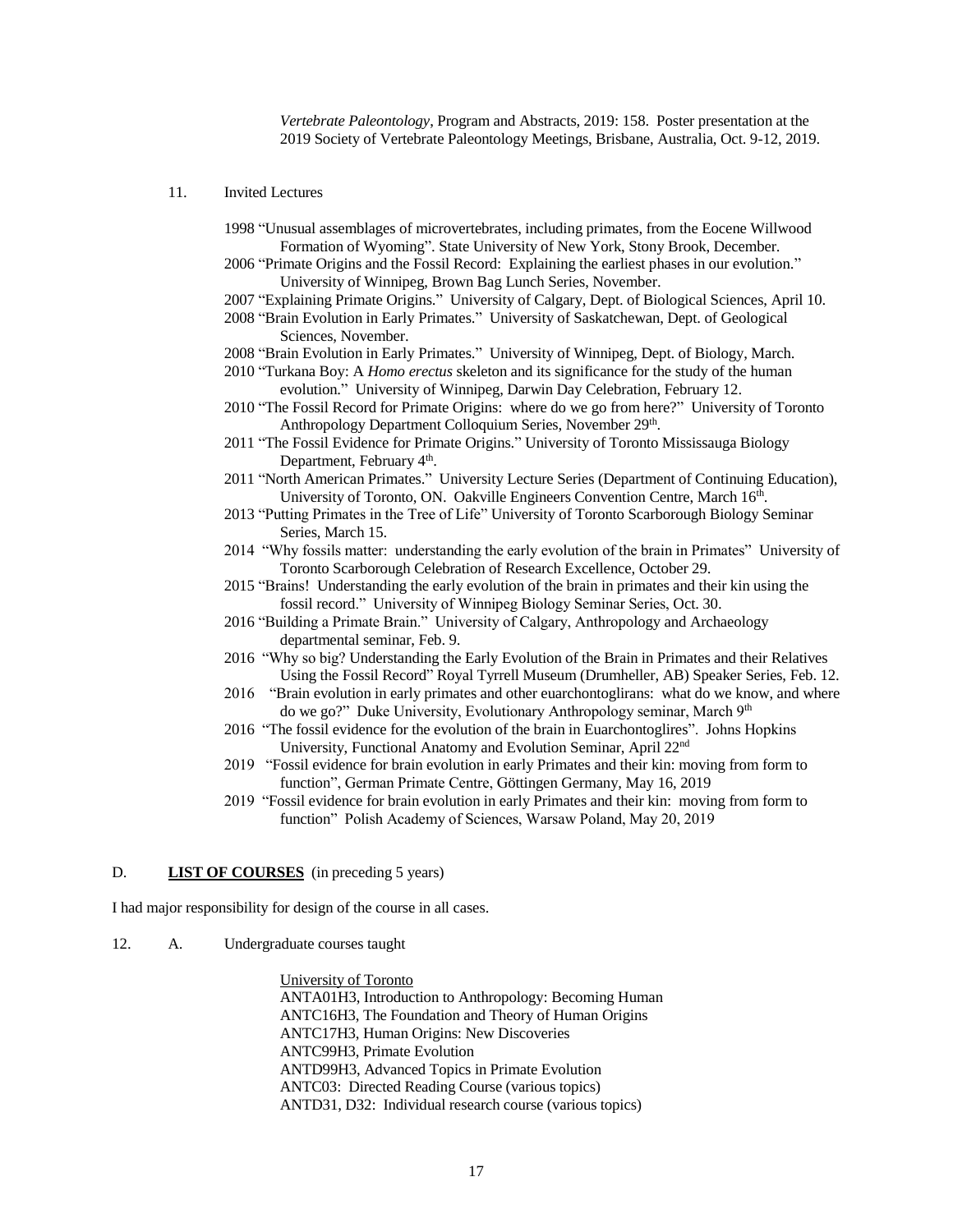*Vertebrate Paleontology*, Program and Abstracts, 2019: 158. Poster presentation at the 2019 Society of Vertebrate Paleontology Meetings, Brisbane, Australia, Oct. 9-12, 2019.

11. Invited Lectures

1998 "Unusual assemblages of microvertebrates, including primates, from the Eocene Willwood Formation of Wyoming". State University of New York, Stony Brook, December.

2006 "Primate Origins and the Fossil Record: Explaining the earliest phases in our evolution." University of Winnipeg, Brown Bag Lunch Series, November.

2007 "Explaining Primate Origins." University of Calgary, Dept. of Biological Sciences, April 10.

2008 "Brain Evolution in Early Primates." University of Saskatchewan, Dept. of Geological Sciences, November.

2008 "Brain Evolution in Early Primates." University of Winnipeg, Dept. of Biology, March.

2010 "Turkana Boy: A *Homo erectus* skeleton and its significance for the study of the human evolution." University of Winnipeg, Darwin Day Celebration, February 12.

2010 "The Fossil Record for Primate Origins: where do we go from here?" University of Toronto Anthropology Department Colloquium Series, November 29th.

2011 "The Fossil Evidence for Primate Origins." University of Toronto Mississauga Biology Department, February 4th.

2011 "North American Primates." University Lecture Series (Department of Continuing Education), University of Toronto, ON. Oakville Engineers Convention Centre, March 16th.

2013 "Putting Primates in the Tree of Life" University of Toronto Scarborough Biology Seminar Series, March 15.

2014 "Why fossils matter: understanding the early evolution of the brain in Primates" University of Toronto Scarborough Celebration of Research Excellence, October 29.

2015 "Brains! Understanding the early evolution of the brain in primates and their kin using the fossil record." University of Winnipeg Biology Seminar Series, Oct. 30.

2016 "Building a Primate Brain." University of Calgary, Anthropology and Archaeology departmental seminar, Feb. 9.

2016 "Why so big? Understanding the Early Evolution of the Brain in Primates and their Relatives Using the Fossil Record" Royal Tyrrell Museum (Drumheller, AB) Speaker Series, Feb. 12.

2016 "Brain evolution in early primates and other euarchontoglirans: what do we know, and where do we go?" Duke University, Evolutionary Anthropology seminar, March 9th

2016 "The fossil evidence for the evolution of the brain in Euarchontoglires". Johns Hopkins University, Functional Anatomy and Evolution Seminar, April 22nd

2019 "Fossil evidence for brain evolution in early Primates and their kin: moving from form to function", German Primate Centre, Göttingen Germany, May 16, 2019

2019 "Fossil evidence for brain evolution in early Primates and their kin: moving from form to function" Polish Academy of Sciences, Warsaw Poland, May 20, 2019

D. **LIST OF COURSES** (in preceding 5 years)

I had major responsibility for design of the course in all cases.

12. A. Undergraduate courses taught

University of Toronto
ANTA01H3, Introduction to Anthropology: Becoming Human
ANTC16H3, The Foundation and Theory of Human Origins
ANTC17H3, Human Origins: New Discoveries
ANTC99H3, Primate Evolution
ANTD99H3, Advanced Topics in Primate Evolution
ANTC03: Directed Reading Course (various topics)
ANTD31, D32: Individual research course (various topics)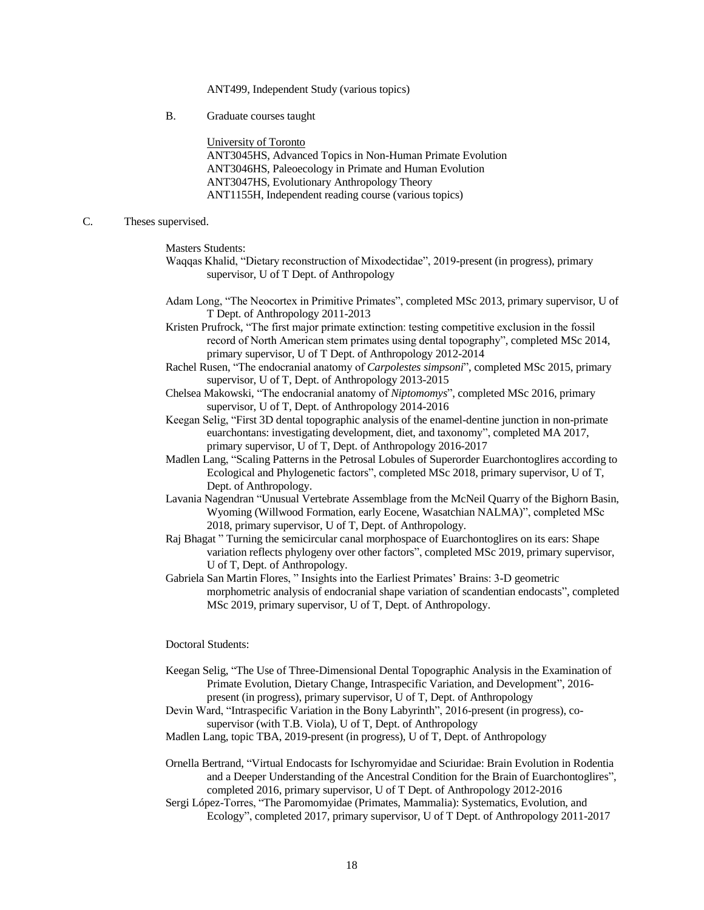ANT499, Independent Study (various topics)

B. Graduate courses taught

University of Toronto
ANT3045HS, Advanced Topics in Non-Human Primate Evolution
ANT3046HS, Paleoecology in Primate and Human Evolution
ANT3047HS, Evolutionary Anthropology Theory
ANT1155H, Independent reading course (various topics)

C. Theses supervised.

Masters Students:

Waqqas Khalid, "Dietary reconstruction of Mixodectidae", 2019-present (in progress), primary supervisor, U of T Dept. of Anthropology

Adam Long, "The Neocortex in Primitive Primates", completed MSc 2013, primary supervisor, U of T Dept. of Anthropology 2011-2013

Kristen Prufrock, "The first major primate extinction: testing competitive exclusion in the fossil record of North American stem primates using dental topography", completed MSc 2014, primary supervisor, U of T Dept. of Anthropology 2012-2014

Rachel Rusen, "The endocranial anatomy of *Carpolestes simpsoni*", completed MSc 2015, primary supervisor, U of T, Dept. of Anthropology 2013-2015

Chelsea Makowski, "The endocranial anatomy of *Niptomomys*", completed MSc 2016, primary supervisor, U of T, Dept. of Anthropology 2014-2016

Keegan Selig, "First 3D dental topographic analysis of the enamel-dentine junction in non-primate euarchontans: investigating development, diet, and taxonomy", completed MA 2017, primary supervisor, U of T, Dept. of Anthropology 2016-2017

Madlen Lang, "Scaling Patterns in the Petrosal Lobules of Superorder Euarchontoglires according to Ecological and Phylogenetic factors", completed MSc 2018, primary supervisor, U of T, Dept. of Anthropology.

Lavania Nagendran "Unusual Vertebrate Assemblage from the McNeil Quarry of the Bighorn Basin, Wyoming (Willwood Formation, early Eocene, Wasatchian NALMA)", completed MSc 2018, primary supervisor, U of T, Dept. of Anthropology.

Raj Bhagat " Turning the semicircular canal morphospace of Euarchontoglires on its ears: Shape variation reflects phylogeny over other factors", completed MSc 2019, primary supervisor, U of T, Dept. of Anthropology.

Gabriela San Martin Flores, " Insights into the Earliest Primates' Brains: 3-D geometric morphometric analysis of endocranial shape variation of scandentian endocasts", completed MSc 2019, primary supervisor, U of T, Dept. of Anthropology.

Doctoral Students:

Keegan Selig, "The Use of Three-Dimensional Dental Topographic Analysis in the Examination of Primate Evolution, Dietary Change, Intraspecific Variation, and Development", 2016-present (in progress), primary supervisor, U of T, Dept. of Anthropology

Devin Ward, "Intraspecific Variation in the Bony Labyrinth", 2016-present (in progress), co-supervisor (with T.B. Viola), U of T, Dept. of Anthropology

Madlen Lang, topic TBA, 2019-present (in progress), U of T, Dept. of Anthropology

Ornella Bertrand, "Virtual Endocasts for Ischyromyidae and Sciuridae: Brain Evolution in Rodentia and a Deeper Understanding of the Ancestral Condition for the Brain of Euarchontoglires", completed 2016, primary supervisor, U of T Dept. of Anthropology 2012-2016

Sergi López-Torres, "The Paromomyidae (Primates, Mammalia): Systematics, Evolution, and Ecology", completed 2017, primary supervisor, U of T Dept. of Anthropology 2011-2017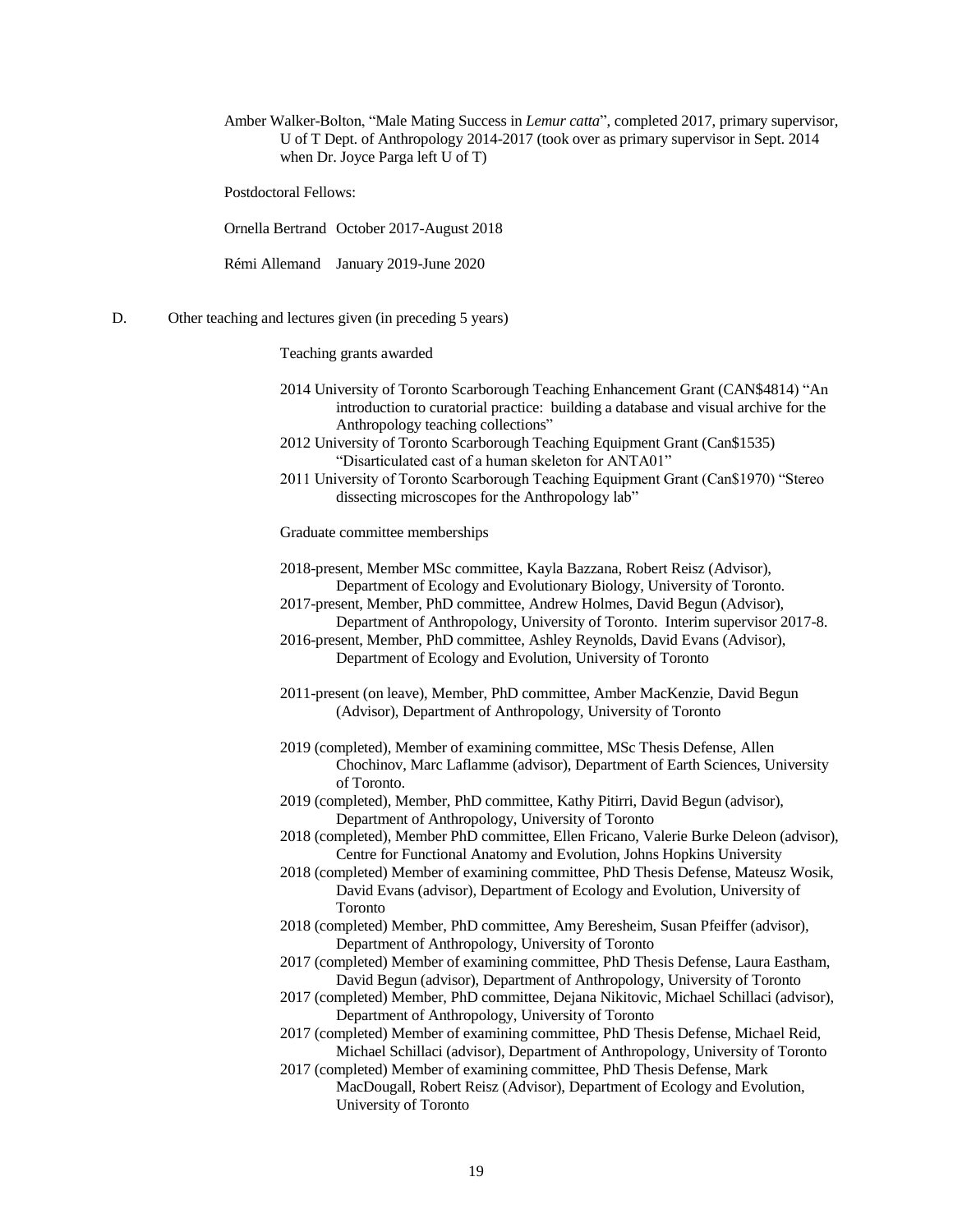Amber Walker-Bolton, "Male Mating Success in *Lemur catta*", completed 2017, primary supervisor, U of T Dept. of Anthropology 2014-2017 (took over as primary supervisor in Sept. 2014 when Dr. Joyce Parga left U of T)

Postdoctoral Fellows:

Ornella Bertrand October 2017-August 2018

Rémi Allemand January 2019-June 2020

D. Other teaching and lectures given (in preceding 5 years)

Teaching grants awarded

- 2014 University of Toronto Scarborough Teaching Enhancement Grant (CAN$4814) "An introduction to curatorial practice: building a database and visual archive for the Anthropology teaching collections"
- 2012 University of Toronto Scarborough Teaching Equipment Grant (Can$1535) "Disarticulated cast of a human skeleton for ANTA01"
- 2011 University of Toronto Scarborough Teaching Equipment Grant (Can$1970) "Stereo dissecting microscopes for the Anthropology lab"

Graduate committee memberships

- 2018-present, Member MSc committee, Kayla Bazzana, Robert Reisz (Advisor), Department of Ecology and Evolutionary Biology, University of Toronto.
- 2017-present, Member, PhD committee, Andrew Holmes, David Begun (Advisor), Department of Anthropology, University of Toronto. Interim supervisor 2017-8.
- 2016-present, Member, PhD committee, Ashley Reynolds, David Evans (Advisor), Department of Ecology and Evolution, University of Toronto

- 2011-present (on leave), Member, PhD committee, Amber MacKenzie, David Begun (Advisor), Department of Anthropology, University of Toronto

- 2019 (completed), Member of examining committee, MSc Thesis Defense, Allen Chochinov, Marc Laflamme (advisor), Department of Earth Sciences, University of Toronto.
- 2019 (completed), Member, PhD committee, Kathy Pitirri, David Begun (advisor), Department of Anthropology, University of Toronto
- 2018 (completed), Member PhD committee, Ellen Fricano, Valerie Burke Deleon (advisor), Centre for Functional Anatomy and Evolution, Johns Hopkins University
- 2018 (completed) Member of examining committee, PhD Thesis Defense, Mateusz Wosik, David Evans (advisor), Department of Ecology and Evolution, University of Toronto
- 2018 (completed) Member, PhD committee, Amy Beresheim, Susan Pfeiffer (advisor), Department of Anthropology, University of Toronto
- 2017 (completed) Member of examining committee, PhD Thesis Defense, Laura Eastham, David Begun (advisor), Department of Anthropology, University of Toronto
- 2017 (completed) Member, PhD committee, Dejana Nikitovic, Michael Schillaci (advisor), Department of Anthropology, University of Toronto
- 2017 (completed) Member of examining committee, PhD Thesis Defense, Michael Reid, Michael Schillaci (advisor), Department of Anthropology, University of Toronto
- 2017 (completed) Member of examining committee, PhD Thesis Defense, Mark MacDougall, Robert Reisz (Advisor), Department of Ecology and Evolution, University of Toronto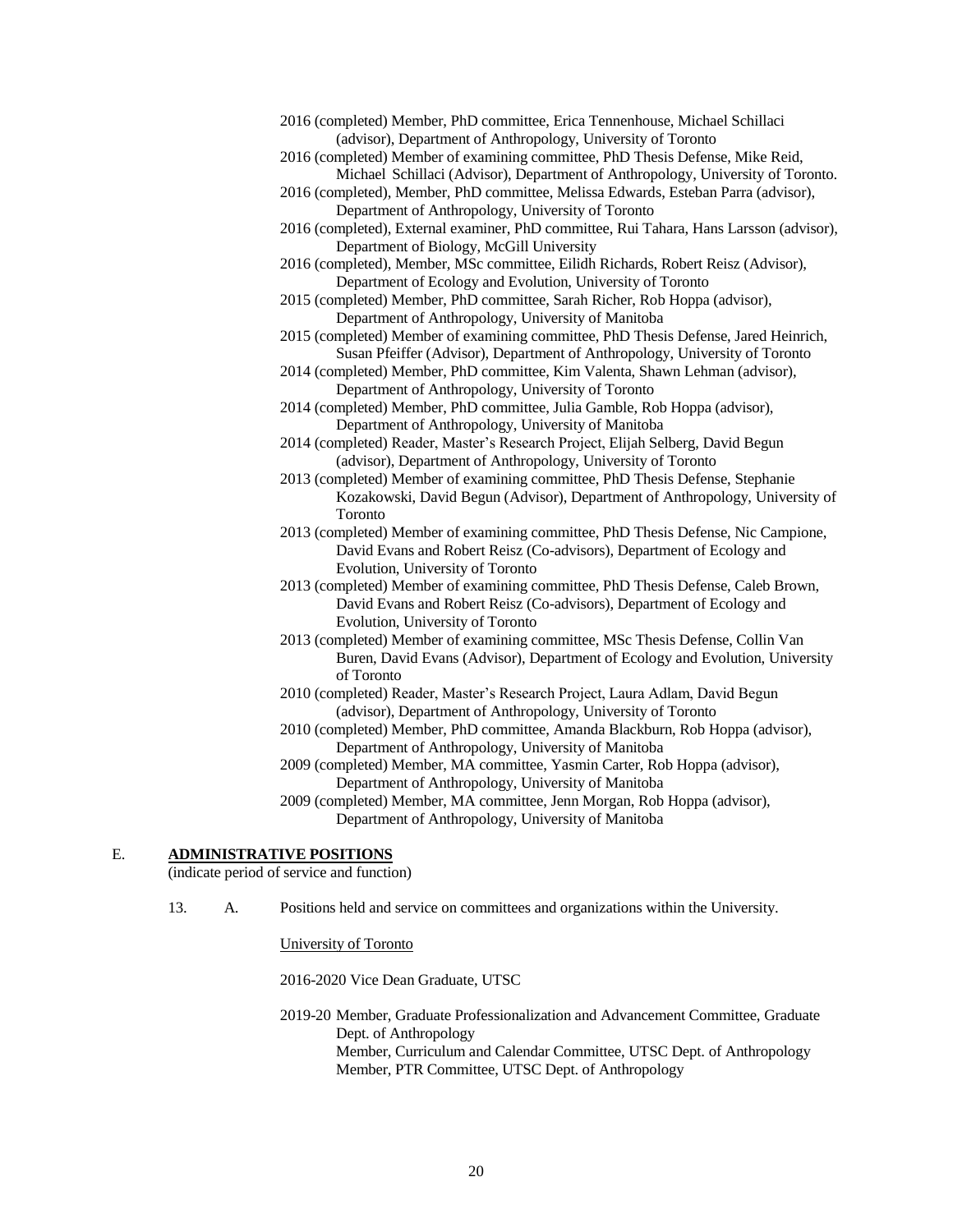2016 (completed) Member, PhD committee, Erica Tennenhouse, Michael Schillaci (advisor), Department of Anthropology, University of Toronto

2016 (completed) Member of examining committee, PhD Thesis Defense, Mike Reid, Michael Schillaci (Advisor), Department of Anthropology, University of Toronto.

2016 (completed), Member, PhD committee, Melissa Edwards, Esteban Parra (advisor), Department of Anthropology, University of Toronto

2016 (completed), External examiner, PhD committee, Rui Tahara, Hans Larsson (advisor), Department of Biology, McGill University

2016 (completed), Member, MSc committee, Eilidh Richards, Robert Reisz (Advisor), Department of Ecology and Evolution, University of Toronto

2015 (completed) Member, PhD committee, Sarah Richer, Rob Hoppa (advisor), Department of Anthropology, University of Manitoba

2015 (completed) Member of examining committee, PhD Thesis Defense, Jared Heinrich, Susan Pfeiffer (Advisor), Department of Anthropology, University of Toronto

2014 (completed) Member, PhD committee, Kim Valenta, Shawn Lehman (advisor), Department of Anthropology, University of Toronto

2014 (completed) Member, PhD committee, Julia Gamble, Rob Hoppa (advisor), Department of Anthropology, University of Manitoba

2014 (completed) Reader, Master's Research Project, Elijah Selberg, David Begun (advisor), Department of Anthropology, University of Toronto

2013 (completed) Member of examining committee, PhD Thesis Defense, Stephanie Kozakowski, David Begun (Advisor), Department of Anthropology, University of Toronto

2013 (completed) Member of examining committee, PhD Thesis Defense, Nic Campione, David Evans and Robert Reisz (Co-advisors), Department of Ecology and Evolution, University of Toronto

2013 (completed) Member of examining committee, PhD Thesis Defense, Caleb Brown, David Evans and Robert Reisz (Co-advisors), Department of Ecology and Evolution, University of Toronto

2013 (completed) Member of examining committee, MSc Thesis Defense, Collin Van Buren, David Evans (Advisor), Department of Ecology and Evolution, University of Toronto

2010 (completed) Reader, Master's Research Project, Laura Adlam, David Begun (advisor), Department of Anthropology, University of Toronto

2010 (completed) Member, PhD committee, Amanda Blackburn, Rob Hoppa (advisor), Department of Anthropology, University of Manitoba

2009 (completed) Member, MA committee, Yasmin Carter, Rob Hoppa (advisor), Department of Anthropology, University of Manitoba

2009 (completed) Member, MA committee, Jenn Morgan, Rob Hoppa (advisor), Department of Anthropology, University of Manitoba

## E. ADMINISTRATIVE POSITIONS

(indicate period of service and function)

13. A. Positions held and service on committees and organizations within the University.

University of Toronto

2016-2020 Vice Dean Graduate, UTSC

2019-20 Member, Graduate Professionalization and Advancement Committee, Graduate Dept. of Anthropology
Member, Curriculum and Calendar Committee, UTSC Dept. of Anthropology
Member, PTR Committee, UTSC Dept. of Anthropology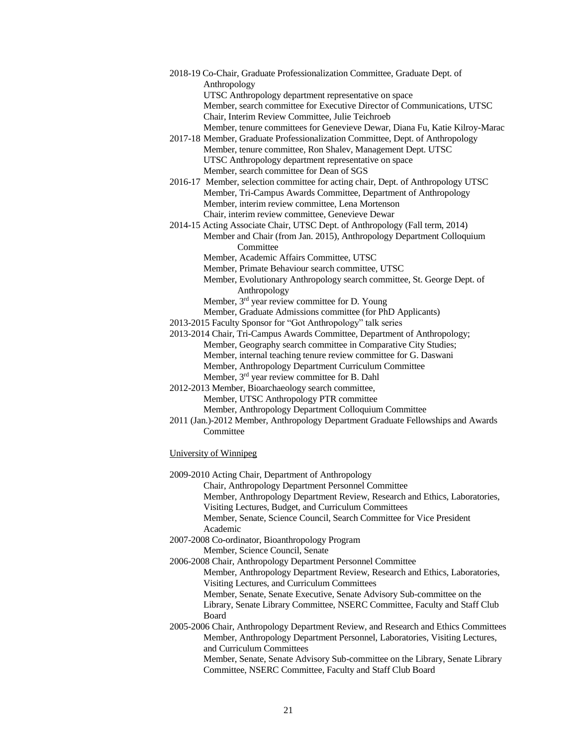2018-19 Co-Chair, Graduate Professionalization Committee, Graduate Dept. of Anthropology
UTSC Anthropology department representative on space
Member, search committee for Executive Director of Communications, UTSC
Chair, Interim Review Committee, Julie Teichroeb
Member, tenure committees for Genevieve Dewar, Diana Fu, Katie Kilroy-Marac

2017-18 Member, Graduate Professionalization Committee, Dept. of Anthropology
Member, tenure committee, Ron Shalev, Management Dept. UTSC
UTSC Anthropology department representative on space
Member, search committee for Dean of SGS

2016-17 Member, selection committee for acting chair, Dept. of Anthropology UTSC
Member, Tri-Campus Awards Committee, Department of Anthropology
Member, interim review committee, Lena Mortenson
Chair, interim review committee, Genevieve Dewar

2014-15 Acting Associate Chair, UTSC Dept. of Anthropology (Fall term, 2014)
Member and Chair (from Jan. 2015), Anthropology Department Colloquium Committee
Member, Academic Affairs Committee, UTSC
Member, Primate Behaviour search committee, UTSC
Member, Evolutionary Anthropology search committee, St. George Dept. of Anthropology
Member, 3rd year review committee for D. Young
Member, Graduate Admissions committee (for PhD Applicants)

2013-2015 Faculty Sponsor for "Got Anthropology" talk series

2013-2014 Chair, Tri-Campus Awards Committee, Department of Anthropology;
Member, Geography search committee in Comparative City Studies;
Member, internal teaching tenure review committee for G. Daswani
Member, Anthropology Department Curriculum Committee
Member, 3rd year review committee for B. Dahl

2012-2013 Member, Bioarchaeology search committee,
Member, UTSC Anthropology PTR committee
Member, Anthropology Department Colloquium Committee

2011 (Jan.)-2012 Member, Anthropology Department Graduate Fellowships and Awards Committee

<u>University of Winnipeg</u>

2009-2010 Acting Chair, Department of Anthropology
Chair, Anthropology Department Personnel Committee
Member, Anthropology Department Review, Research and Ethics, Laboratories, Visiting Lectures, Budget, and Curriculum Committees
Member, Senate, Science Council, Search Committee for Vice President Academic

2007-2008 Co-ordinator, Bioanthropology Program
Member, Science Council, Senate

2006-2008 Chair, Anthropology Department Personnel Committee
Member, Anthropology Department Review, Research and Ethics, Laboratories, Visiting Lectures, and Curriculum Committees
Member, Senate, Senate Executive, Senate Advisory Sub-committee on the Library, Senate Library Committee, NSERC Committee, Faculty and Staff Club Board

2005-2006 Chair, Anthropology Department Review, and Research and Ethics Committees
Member, Anthropology Department Personnel, Laboratories, Visiting Lectures, and Curriculum Committees
Member, Senate, Senate Advisory Sub-committee on the Library, Senate Library Committee, NSERC Committee, Faculty and Staff Club Board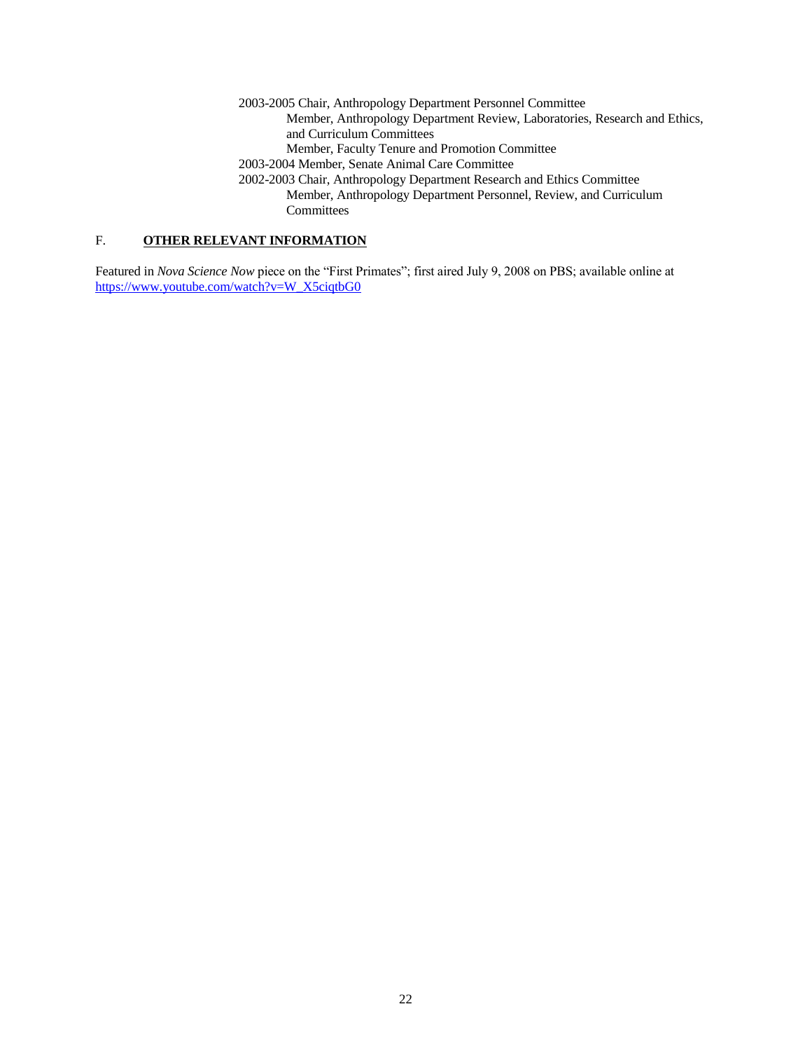2003-2005 Chair, Anthropology Department Personnel Committee
  Member, Anthropology Department Review, Laboratories, Research and Ethics, and Curriculum Committees
  Member, Faculty Tenure and Promotion Committee
2003-2004 Member, Senate Animal Care Committee
2002-2003 Chair, Anthropology Department Research and Ethics Committee
  Member, Anthropology Department Personnel, Review, and Curriculum Committees

## F. **OTHER RELEVANT INFORMATION**

Featured in *Nova Science Now* piece on the "First Primates"; first aired July 9, 2008 on PBS; available online at https://www.youtube.com/watch?v=W_X5ciqtbG0